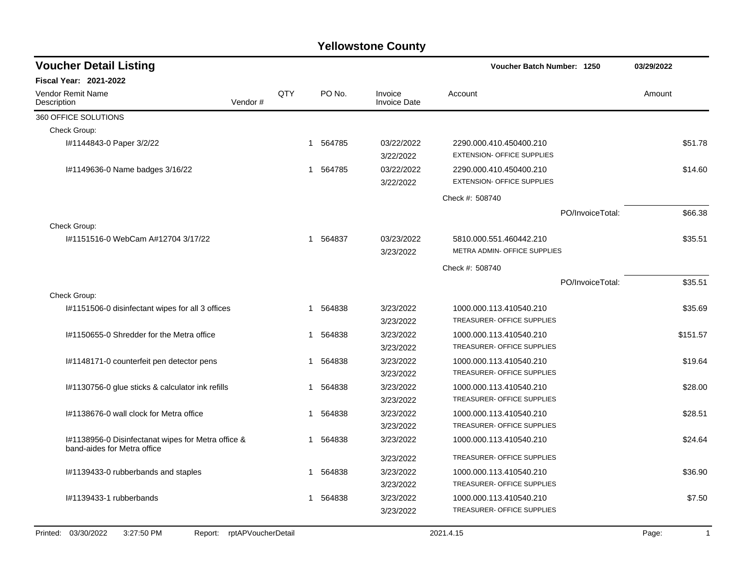# Yellowstone County

## Voucher Detail Listing

**Voucher Batch Number: 1250** — 03/29/2022

**Fiscal Year: 2021-2022**

| Vendor Remit Name / Description | Vendor # | QTY | PO No. | Invoice / Invoice Date | Account | Amount |
|---|---|---|---|---|---|---|
| 360 OFFICE SOLUTIONS | | | | | | |
| Check Group: | | | | | | |
| I#1144843-0 Paper 3/2/22 | | 1 | 564785 | 03/22/2022<br>3/22/2022 | 2290.000.410.450400.210<br>EXTENSION- OFFICE SUPPLIES | $51.78 |
| I#1149636-0 Name badges 3/16/22 | | 1 | 564785 | 03/22/2022<br>3/22/2022 | 2290.000.410.450400.210<br>EXTENSION- OFFICE SUPPLIES | $14.60 |
| | | | | | Check #: 508740 | |
| | | | | | PO/InvoiceTotal: | $66.38 |
| Check Group: | | | | | | |
| I#1151516-0 WebCam A#12704 3/17/22 | | 1 | 564837 | 03/23/2022<br>3/23/2022 | 5810.000.551.460442.210<br>METRA ADMIN- OFFICE SUPPLIES | $35.51 |
| | | | | | Check #: 508740 | |
| | | | | | PO/InvoiceTotal: | $35.51 |
| Check Group: | | | | | | |
| I#1151506-0 disinfectant wipes for all 3 offices | | 1 | 564838 | 3/23/2022<br>3/23/2022 | 1000.000.113.410540.210<br>TREASURER- OFFICE SUPPLIES | $35.69 |
| I#1150655-0 Shredder for the Metra office | | 1 | 564838 | 3/23/2022<br>3/23/2022 | 1000.000.113.410540.210<br>TREASURER- OFFICE SUPPLIES | $151.57 |
| I#1148171-0 counterfeit pen detector pens | | 1 | 564838 | 3/23/2022<br>3/23/2022 | 1000.000.113.410540.210<br>TREASURER- OFFICE SUPPLIES | $19.64 |
| I#1130756-0 glue sticks & calculator ink refills | | 1 | 564838 | 3/23/2022<br>3/23/2022 | 1000.000.113.410540.210<br>TREASURER- OFFICE SUPPLIES | $28.00 |
| I#1138676-0 wall clock for Metra office | | 1 | 564838 | 3/23/2022<br>3/23/2022 | 1000.000.113.410540.210<br>TREASURER- OFFICE SUPPLIES | $28.51 |
| I#1138956-0 Disinfectanat wipes for Metra office & band-aides for Metra office | | 1 | 564838 | 3/23/2022<br>3/23/2022 | 1000.000.113.410540.210<br>TREASURER- OFFICE SUPPLIES | $24.64 |
| I#1139433-0 rubberbands and staples | | 1 | 564838 | 3/23/2022<br>3/23/2022 | 1000.000.113.410540.210<br>TREASURER- OFFICE SUPPLIES | $36.90 |
| I#1139433-1 rubberbands | | 1 | 564838 | 3/23/2022<br>3/23/2022 | 1000.000.113.410540.210<br>TREASURER- OFFICE SUPPLIES | $7.50 |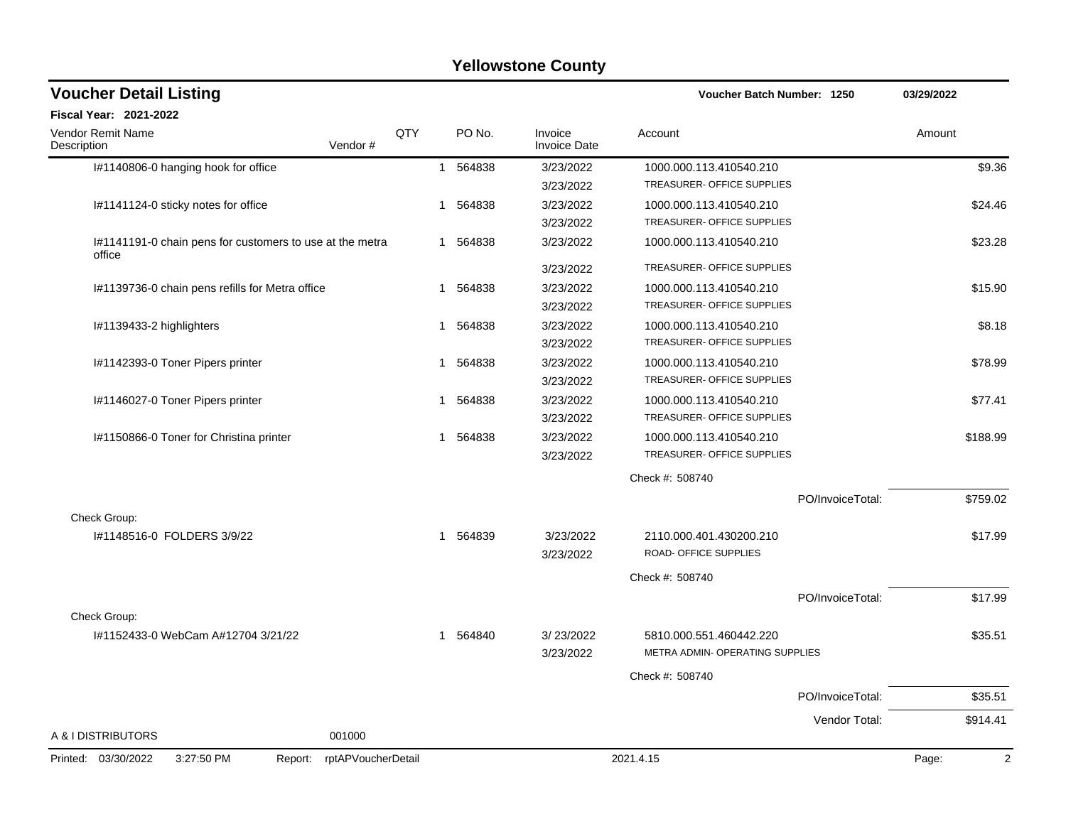# Yellowstone County

## Voucher Detail Listing

**Voucher Batch Number: 1250** — 03/29/2022

**Fiscal Year: 2021-2022**

| Vendor Remit Name / Description | Vendor # | QTY | PO No. | Invoice / Invoice Date | Account | Amount |
|---|---|---|---|---|---|---|
| I#1140806-0 hanging hook for office | | 1 | 564838 | 3/23/2022 / 3/23/2022 | 1000.000.113.410540.210 TREASURER- OFFICE SUPPLIES | $9.36 |
| I#1141124-0 sticky notes for office | | 1 | 564838 | 3/23/2022 / 3/23/2022 | 1000.000.113.410540.210 TREASURER- OFFICE SUPPLIES | $24.46 |
| I#1141191-0 chain pens for customers to use at the metra office | | 1 | 564838 | 3/23/2022 / 3/23/2022 | 1000.000.113.410540.210 TREASURER- OFFICE SUPPLIES | $23.28 |
| I#1139736-0 chain pens refills for Metra office | | 1 | 564838 | 3/23/2022 / 3/23/2022 | 1000.000.113.410540.210 TREASURER- OFFICE SUPPLIES | $15.90 |
| I#1139433-2 highlighters | | 1 | 564838 | 3/23/2022 / 3/23/2022 | 1000.000.113.410540.210 TREASURER- OFFICE SUPPLIES | $8.18 |
| I#1142393-0 Toner Pipers printer | | 1 | 564838 | 3/23/2022 / 3/23/2022 | 1000.000.113.410540.210 TREASURER- OFFICE SUPPLIES | $78.99 |
| I#1146027-0 Toner Pipers printer | | 1 | 564838 | 3/23/2022 / 3/23/2022 | 1000.000.113.410540.210 TREASURER- OFFICE SUPPLIES | $77.41 |
| I#1150866-0 Toner for Christina printer | | 1 | 564838 | 3/23/2022 / 3/23/2022 | 1000.000.113.410540.210 TREASURER- OFFICE SUPPLIES | $188.99 |
| | | | | | Check #: 508740 | |
| | | | | | PO/InvoiceTotal: | $759.02 |
| Check Group: | | | | | | |
| I#1148516-0 FOLDERS 3/9/22 | | 1 | 564839 | 3/23/2022 / 3/23/2022 | 2110.000.401.430200.210 ROAD- OFFICE SUPPLIES | $17.99 |
| | | | | | Check #: 508740 | |
| | | | | | PO/InvoiceTotal: | $17.99 |
| Check Group: | | | | | | |
| I#1152433-0 WebCam A#12704 3/21/22 | | 1 | 564840 | 3/ 23/2022 / 3/23/2022 | 5810.000.551.460442.220 METRA ADMIN- OPERATING SUPPLIES | $35.51 |
| | | | | | Check #: 508740 | |
| | | | | | PO/InvoiceTotal: | $35.51 |
| | | | | | Vendor Total: | $914.41 |
| A & I DISTRIBUTORS | 001000 | | | | | |

Printed: 03/30/2022 3:27:50 PM Report: rptAPVoucherDetail 2021.4.15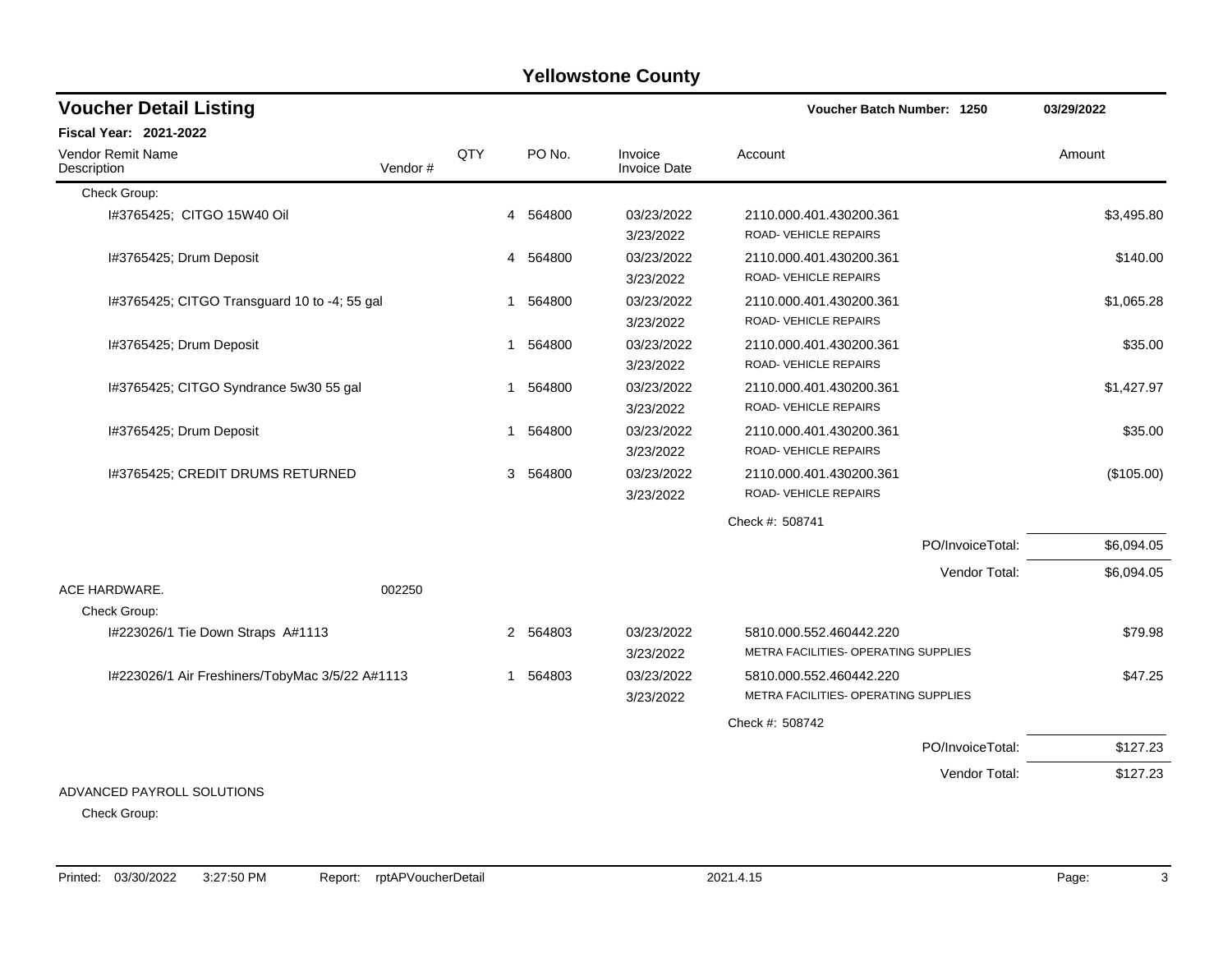# Yellowstone County

## Voucher Detail Listing

Voucher Batch Number: 1250 — 03/29/2022

**Fiscal Year: 2021-2022**

| Vendor Remit Name / Description | Vendor # | QTY | PO No. | Invoice / Invoice Date | Account | Amount |
|---|---|---|---|---|---|---|
| Check Group: | | | | | | |
| I#3765425; CITGO 15W40 Oil | | 4 | 564800 | 03/23/2022<br>3/23/2022 | 2110.000.401.430200.361<br>ROAD- VEHICLE REPAIRS | $3,495.80 |
| I#3765425; Drum Deposit | | 4 | 564800 | 03/23/2022<br>3/23/2022 | 2110.000.401.430200.361<br>ROAD- VEHICLE REPAIRS | $140.00 |
| I#3765425; CITGO Transguard 10 to -4; 55 gal | | 1 | 564800 | 03/23/2022<br>3/23/2022 | 2110.000.401.430200.361<br>ROAD- VEHICLE REPAIRS | $1,065.28 |
| I#3765425; Drum Deposit | | 1 | 564800 | 03/23/2022<br>3/23/2022 | 2110.000.401.430200.361<br>ROAD- VEHICLE REPAIRS | $35.00 |
| I#3765425; CITGO Syndrance 5w30 55 gal | | 1 | 564800 | 03/23/2022<br>3/23/2022 | 2110.000.401.430200.361<br>ROAD- VEHICLE REPAIRS | $1,427.97 |
| I#3765425; Drum Deposit | | 1 | 564800 | 03/23/2022<br>3/23/2022 | 2110.000.401.430200.361<br>ROAD- VEHICLE REPAIRS | $35.00 |
| I#3765425; CREDIT DRUMS RETURNED | | 3 | 564800 | 03/23/2022<br>3/23/2022 | 2110.000.401.430200.361<br>ROAD- VEHICLE REPAIRS | ($105.00) |
| | | | | | Check #: 508741 | |
| | | | | | PO/InvoiceTotal: | $6,094.05 |
| | | | | | Vendor Total: | $6,094.05 |
| ACE HARDWARE. | 002250 | | | | | |
| Check Group: | | | | | | |
| I#223026/1 Tie Down Straps A#1113 | | 2 | 564803 | 03/23/2022<br>3/23/2022 | 5810.000.552.460442.220<br>METRA FACILITIES- OPERATING SUPPLIES | $79.98 |
| I#223026/1 Air Freshiners/TobyMac 3/5/22 A#1113 | | 1 | 564803 | 03/23/2022<br>3/23/2022 | 5810.000.552.460442.220<br>METRA FACILITIES- OPERATING SUPPLIES | $47.25 |
| | | | | | Check #: 508742 | |
| | | | | | PO/InvoiceTotal: | $127.23 |
| | | | | | Vendor Total: | $127.23 |
| ADVANCED PAYROLL SOLUTIONS | | | | | | |
| Check Group: | | | | | | |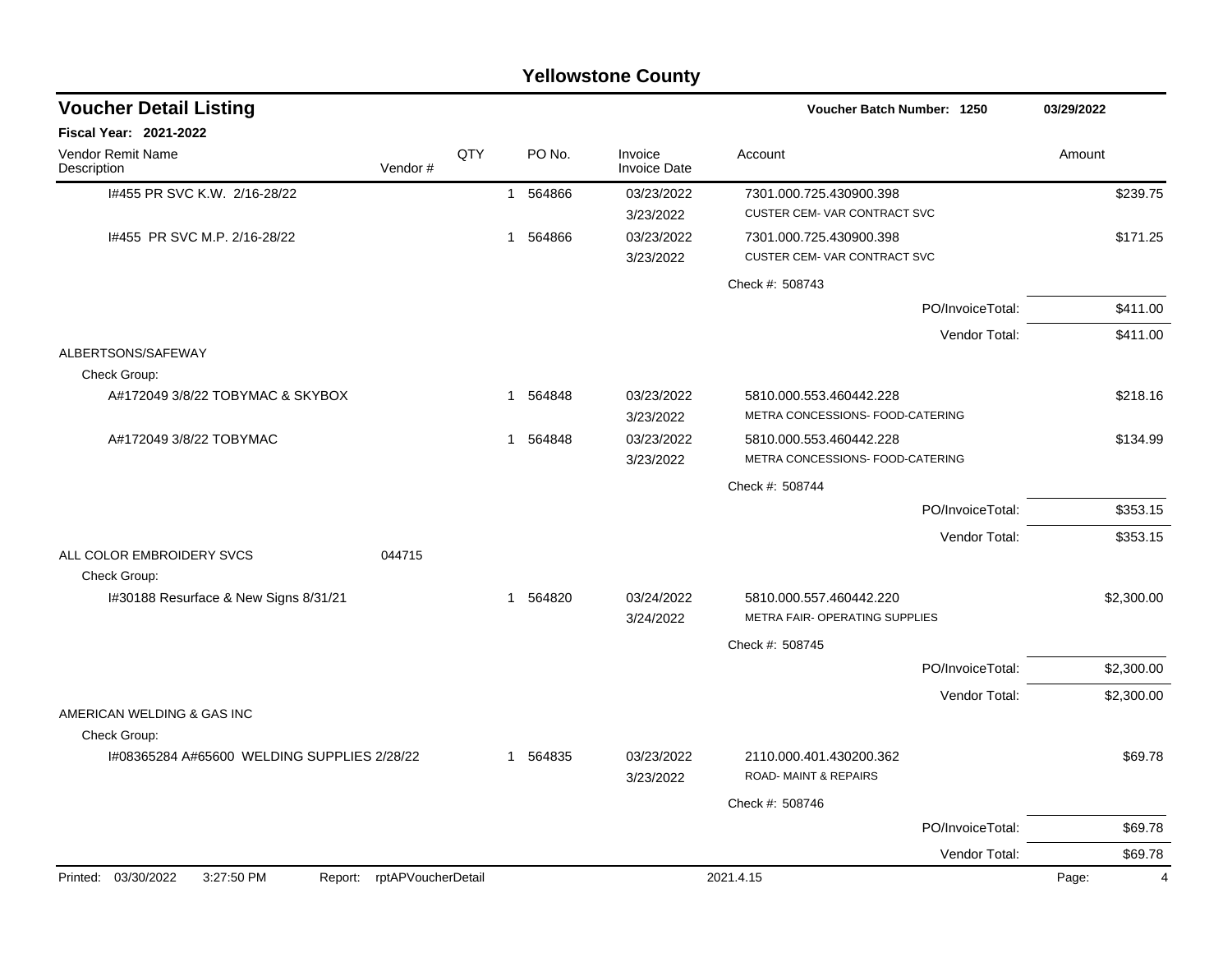# Yellowstone County

## Voucher Detail Listing

**Voucher Batch Number: 1250** — 03/29/2022

**Fiscal Year: 2021-2022**

| Vendor Remit Name / Description | Vendor # | QTY | PO No. | Invoice / Invoice Date | Account | Amount |
|---|---|---|---|---|---|---|
| I#455 PR SVC K.W. 2/16-28/22 | | 1 | 564866 | 03/23/2022 / 3/23/2022 | 7301.000.725.430900.398 CUSTER CEM- VAR CONTRACT SVC | $239.75 |
| I#455 PR SVC M.P. 2/16-28/22 | | 1 | 564866 | 03/23/2022 / 3/23/2022 | 7301.000.725.430900.398 CUSTER CEM- VAR CONTRACT SVC | $171.25 |
| | | | | | Check #: 508743 | |
| | | | | | PO/InvoiceTotal: | $411.00 |
| | | | | | Vendor Total: | $411.00 |
| ALBERTSONS/SAFEWAY | | | | | | |
| Check Group: | | | | | | |
| A#172049 3/8/22 TOBYMAC & SKYBOX | | 1 | 564848 | 03/23/2022 / 3/23/2022 | 5810.000.553.460442.228 METRA CONCESSIONS- FOOD-CATERING | $218.16 |
| A#172049 3/8/22 TOBYMAC | | 1 | 564848 | 03/23/2022 / 3/23/2022 | 5810.000.553.460442.228 METRA CONCESSIONS- FOOD-CATERING | $134.99 |
| | | | | | Check #: 508744 | |
| | | | | | PO/InvoiceTotal: | $353.15 |
| | | | | | Vendor Total: | $353.15 |
| ALL COLOR EMBROIDERY SVCS | 044715 | | | | | |
| Check Group: | | | | | | |
| I#30188 Resurface & New Signs 8/31/21 | | 1 | 564820 | 03/24/2022 / 3/24/2022 | 5810.000.557.460442.220 METRA FAIR- OPERATING SUPPLIES | $2,300.00 |
| | | | | | Check #: 508745 | |
| | | | | | PO/InvoiceTotal: | $2,300.00 |
| | | | | | Vendor Total: | $2,300.00 |
| AMERICAN WELDING & GAS INC | | | | | | |
| Check Group: | | | | | | |
| I#08365284 A#65600 WELDING SUPPLIES 2/28/22 | | 1 | 564835 | 03/23/2022 / 3/23/2022 | 2110.000.401.430200.362 ROAD- MAINT & REPAIRS | $69.78 |
| | | | | | Check #: 508746 | |
| | | | | | PO/InvoiceTotal: | $69.78 |
| | | | | | Vendor Total: | $69.78 |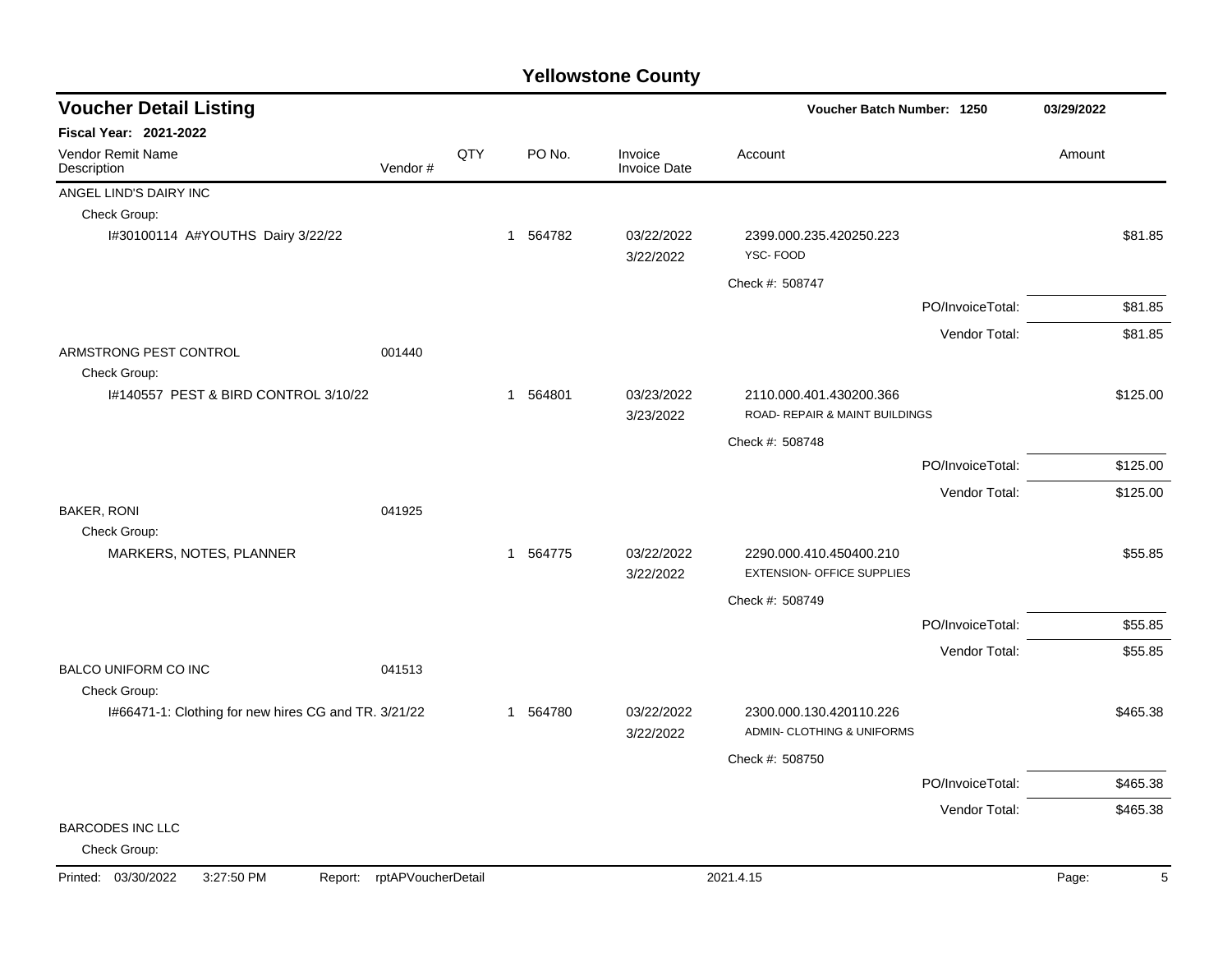# Yellowstone County

## Voucher Detail Listing

**Voucher Batch Number: 1250** — 03/29/2022

**Fiscal Year: 2021-2022**

| Vendor Remit Name / Description | Vendor # | QTY | PO No. | Invoice / Invoice Date | Account | Amount |
|---|---|---|---|---|---|---|
| ANGEL LIND'S DAIRY INC | | | | | | |
| Check Group: | | | | | | |
| I#30100114 A#YOUTHS Dairy 3/22/22 | | 1 | 564782 | 03/22/2022<br>3/22/2022 | 2399.000.235.420250.223<br>YSC- FOOD | $81.85 |
| | | | | | Check #: 508747 | |
| | | | | | PO/InvoiceTotal: | $81.85 |
| | | | | | Vendor Total: | $81.85 |
| ARMSTRONG PEST CONTROL | 001440 | | | | | |
| Check Group: | | | | | | |
| I#140557 PEST & BIRD CONTROL 3/10/22 | | 1 | 564801 | 03/23/2022<br>3/23/2022 | 2110.000.401.430200.366<br>ROAD- REPAIR & MAINT BUILDINGS | $125.00 |
| | | | | | Check #: 508748 | |
| | | | | | PO/InvoiceTotal: | $125.00 |
| | | | | | Vendor Total: | $125.00 |
| BAKER, RONI | 041925 | | | | | |
| Check Group: | | | | | | |
| MARKERS, NOTES, PLANNER | | 1 | 564775 | 03/22/2022<br>3/22/2022 | 2290.000.410.450400.210<br>EXTENSION- OFFICE SUPPLIES | $55.85 |
| | | | | | Check #: 508749 | |
| | | | | | PO/InvoiceTotal: | $55.85 |
| | | | | | Vendor Total: | $55.85 |
| BALCO UNIFORM CO INC | 041513 | | | | | |
| Check Group: | | | | | | |
| I#66471-1: Clothing for new hires CG and TR. 3/21/22 | | 1 | 564780 | 03/22/2022<br>3/22/2022 | 2300.000.130.420110.226<br>ADMIN- CLOTHING & UNIFORMS | $465.38 |
| | | | | | Check #: 508750 | |
| | | | | | PO/InvoiceTotal: | $465.38 |
| | | | | | Vendor Total: | $465.38 |
| BARCODES INC LLC | | | | | | |
| Check Group: | | | | | | |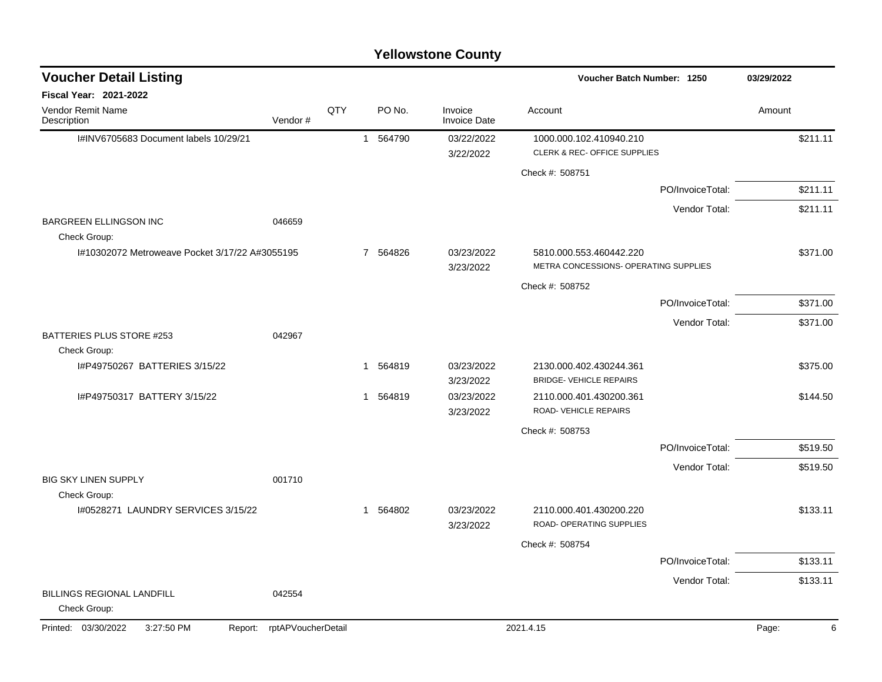# Yellowstone County

## Voucher Detail Listing

**Voucher Batch Number: 1250** — 03/29/2022

**Fiscal Year: 2021-2022**

| Vendor Remit Name / Description | Vendor # | QTY | PO No. | Invoice / Invoice Date | Account | Amount |
|---|---|---|---|---|---|---|
| I#INV6705683 Document labels 10/29/21 | | 1 | 564790 | 03/22/2022 3/22/2022 | 1000.000.102.410940.210 CLERK & REC- OFFICE SUPPLIES | $211.11 |
| | | | | | Check #: 508751 | |
| | | | | | PO/InvoiceTotal: | $211.11 |
| | | | | | Vendor Total: | $211.11 |
| BARGREEN ELLINGSON INC | 046659 | | | | | |
| Check Group: | | | | | | |
| I#10302072 Metroweave Pocket 3/17/22 A#3055195 | | 7 | 564826 | 03/23/2022 3/23/2022 | 5810.000.553.460442.220 METRA CONCESSIONS- OPERATING SUPPLIES | $371.00 |
| | | | | | Check #: 508752 | |
| | | | | | PO/InvoiceTotal: | $371.00 |
| | | | | | Vendor Total: | $371.00 |
| BATTERIES PLUS STORE #253 | 042967 | | | | | |
| Check Group: | | | | | | |
| I#P49750267 BATTERIES 3/15/22 | | 1 | 564819 | 03/23/2022 3/23/2022 | 2130.000.402.430244.361 BRIDGE- VEHICLE REPAIRS | $375.00 |
| I#P49750317 BATTERY 3/15/22 | | 1 | 564819 | 03/23/2022 3/23/2022 | 2110.000.401.430200.361 ROAD- VEHICLE REPAIRS | $144.50 |
| | | | | | Check #: 508753 | |
| | | | | | PO/InvoiceTotal: | $519.50 |
| | | | | | Vendor Total: | $519.50 |
| BIG SKY LINEN SUPPLY | 001710 | | | | | |
| Check Group: | | | | | | |
| I#0528271 LAUNDRY SERVICES 3/15/22 | | 1 | 564802 | 03/23/2022 3/23/2022 | 2110.000.401.430200.220 ROAD- OPERATING SUPPLIES | $133.11 |
| | | | | | Check #: 508754 | |
| | | | | | PO/InvoiceTotal: | $133.11 |
| | | | | | Vendor Total: | $133.11 |
| BILLINGS REGIONAL LANDFILL | 042554 | | | | | |
| Check Group: | | | | | | |

Printed: 03/30/2022 3:27:50 PM Report: rptAPVoucherDetail 2021.4.15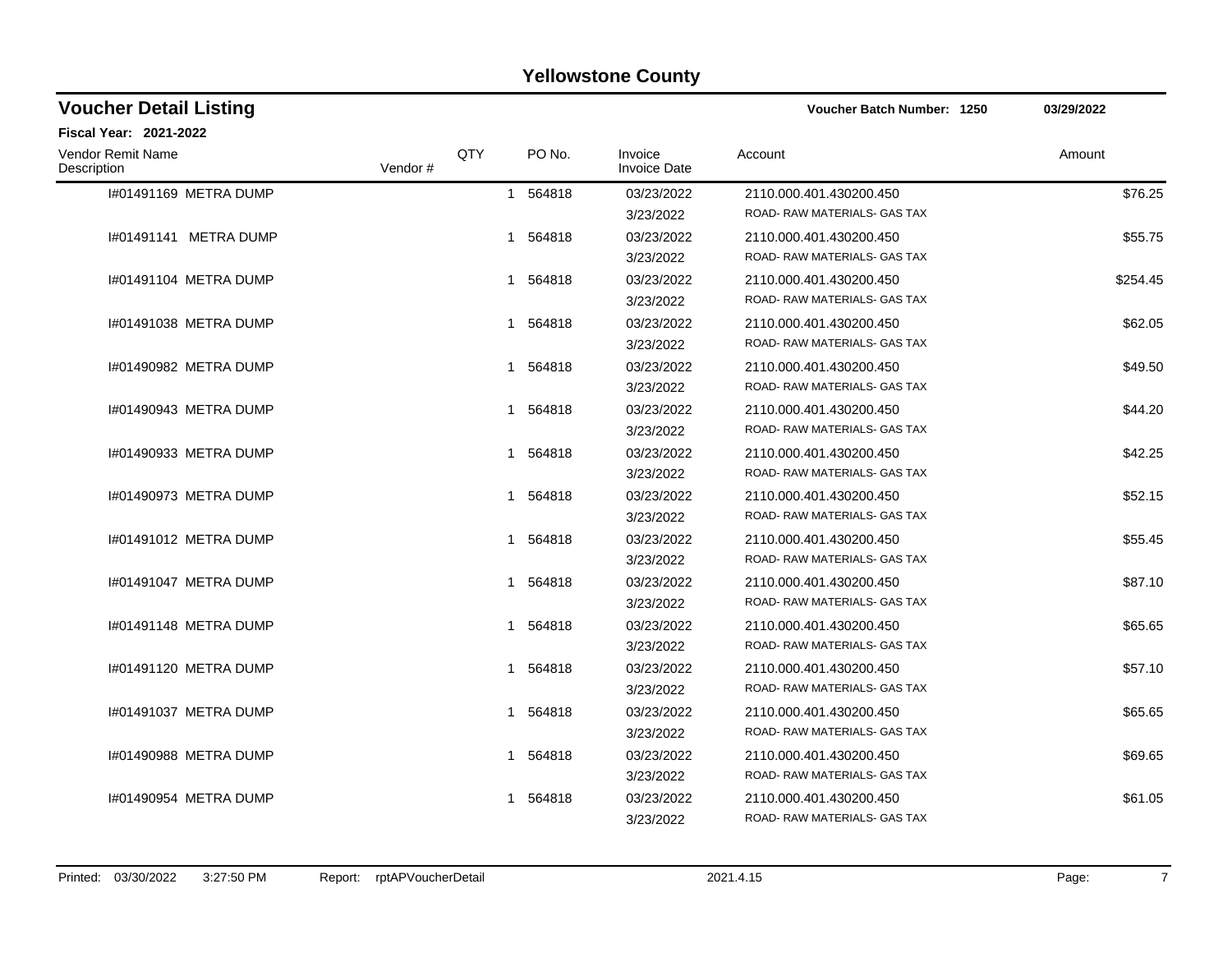# Yellowstone County

## Voucher Detail Listing

**Voucher Batch Number: 1250** **03/29/2022**

**Fiscal Year: 2021-2022**

| Vendor Remit Name / Description | Vendor # | QTY | PO No. | Invoice / Invoice Date | Account | Amount |
|---|---|---|---|---|---|---|
| I#01491169 METRA DUMP | | 1 | 564818 | 03/23/2022<br>3/23/2022 | 2110.000.401.430200.450<br>ROAD- RAW MATERIALS- GAS TAX | $76.25 |
| I#01491141 METRA DUMP | | 1 | 564818 | 03/23/2022<br>3/23/2022 | 2110.000.401.430200.450<br>ROAD- RAW MATERIALS- GAS TAX | $55.75 |
| I#01491104 METRA DUMP | | 1 | 564818 | 03/23/2022<br>3/23/2022 | 2110.000.401.430200.450<br>ROAD- RAW MATERIALS- GAS TAX | $254.45 |
| I#01491038 METRA DUMP | | 1 | 564818 | 03/23/2022<br>3/23/2022 | 2110.000.401.430200.450<br>ROAD- RAW MATERIALS- GAS TAX | $62.05 |
| I#01490982 METRA DUMP | | 1 | 564818 | 03/23/2022<br>3/23/2022 | 2110.000.401.430200.450<br>ROAD- RAW MATERIALS- GAS TAX | $49.50 |
| I#01490943 METRA DUMP | | 1 | 564818 | 03/23/2022<br>3/23/2022 | 2110.000.401.430200.450<br>ROAD- RAW MATERIALS- GAS TAX | $44.20 |
| I#01490933 METRA DUMP | | 1 | 564818 | 03/23/2022<br>3/23/2022 | 2110.000.401.430200.450<br>ROAD- RAW MATERIALS- GAS TAX | $42.25 |
| I#01490973 METRA DUMP | | 1 | 564818 | 03/23/2022<br>3/23/2022 | 2110.000.401.430200.450<br>ROAD- RAW MATERIALS- GAS TAX | $52.15 |
| I#01491012 METRA DUMP | | 1 | 564818 | 03/23/2022<br>3/23/2022 | 2110.000.401.430200.450<br>ROAD- RAW MATERIALS- GAS TAX | $55.45 |
| I#01491047 METRA DUMP | | 1 | 564818 | 03/23/2022<br>3/23/2022 | 2110.000.401.430200.450<br>ROAD- RAW MATERIALS- GAS TAX | $87.10 |
| I#01491148 METRA DUMP | | 1 | 564818 | 03/23/2022<br>3/23/2022 | 2110.000.401.430200.450<br>ROAD- RAW MATERIALS- GAS TAX | $65.65 |
| I#01491120 METRA DUMP | | 1 | 564818 | 03/23/2022<br>3/23/2022 | 2110.000.401.430200.450<br>ROAD- RAW MATERIALS- GAS TAX | $57.10 |
| I#01491037 METRA DUMP | | 1 | 564818 | 03/23/2022<br>3/23/2022 | 2110.000.401.430200.450<br>ROAD- RAW MATERIALS- GAS TAX | $65.65 |
| I#01490988 METRA DUMP | | 1 | 564818 | 03/23/2022<br>3/23/2022 | 2110.000.401.430200.450<br>ROAD- RAW MATERIALS- GAS TAX | $69.65 |
| I#01490954 METRA DUMP | | 1 | 564818 | 03/23/2022<br>3/23/2022 | 2110.000.401.430200.450<br>ROAD- RAW MATERIALS- GAS TAX | $61.05 |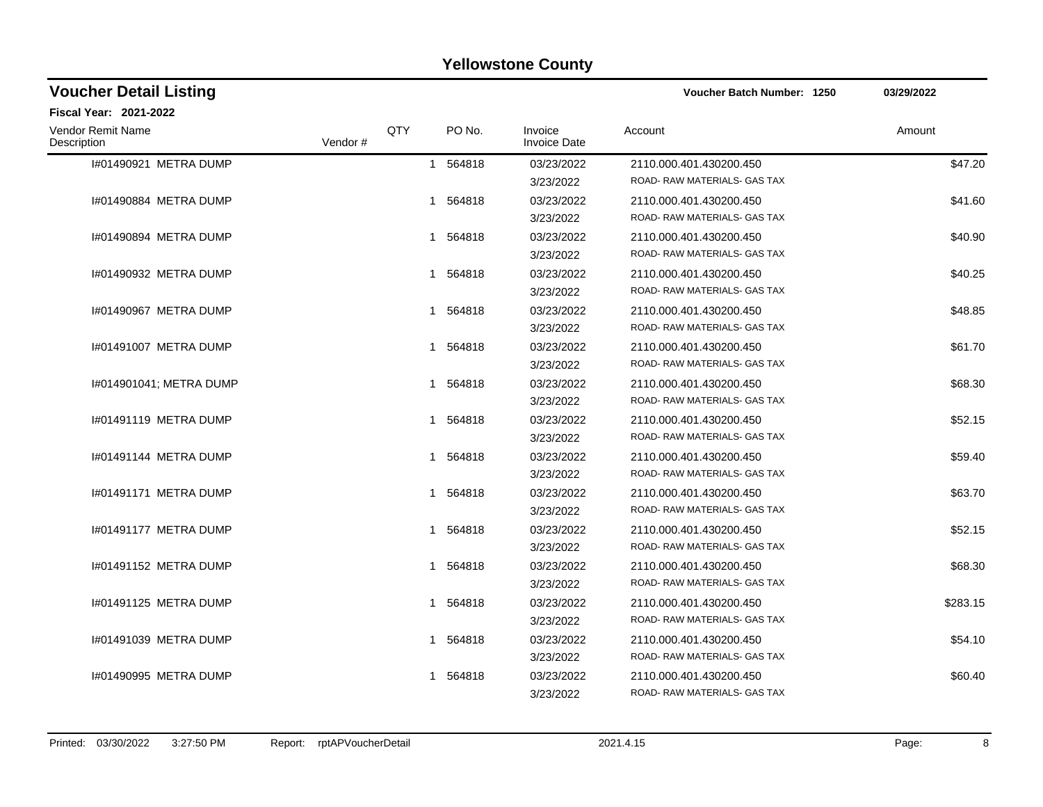# Yellowstone County

## Voucher Detail Listing

**Voucher Batch Number: 1250** — 03/29/2022

**Fiscal Year: 2021-2022**

| Vendor Remit Name / Description | Vendor # | QTY | PO No. | Invoice / Invoice Date | Account | Amount |
|---|---|---|---|---|---|---|
| I#01490921 METRA DUMP | | 1 | 564818 | 03/23/2022<br>3/23/2022 | 2110.000.401.430200.450<br>ROAD- RAW MATERIALS- GAS TAX | $47.20 |
| I#01490884 METRA DUMP | | 1 | 564818 | 03/23/2022<br>3/23/2022 | 2110.000.401.430200.450<br>ROAD- RAW MATERIALS- GAS TAX | $41.60 |
| I#01490894 METRA DUMP | | 1 | 564818 | 03/23/2022<br>3/23/2022 | 2110.000.401.430200.450<br>ROAD- RAW MATERIALS- GAS TAX | $40.90 |
| I#01490932 METRA DUMP | | 1 | 564818 | 03/23/2022<br>3/23/2022 | 2110.000.401.430200.450<br>ROAD- RAW MATERIALS- GAS TAX | $40.25 |
| I#01490967 METRA DUMP | | 1 | 564818 | 03/23/2022<br>3/23/2022 | 2110.000.401.430200.450<br>ROAD- RAW MATERIALS- GAS TAX | $48.85 |
| I#01491007 METRA DUMP | | 1 | 564818 | 03/23/2022<br>3/23/2022 | 2110.000.401.430200.450<br>ROAD- RAW MATERIALS- GAS TAX | $61.70 |
| I#014901041; METRA DUMP | | 1 | 564818 | 03/23/2022<br>3/23/2022 | 2110.000.401.430200.450<br>ROAD- RAW MATERIALS- GAS TAX | $68.30 |
| I#01491119 METRA DUMP | | 1 | 564818 | 03/23/2022<br>3/23/2022 | 2110.000.401.430200.450<br>ROAD- RAW MATERIALS- GAS TAX | $52.15 |
| I#01491144 METRA DUMP | | 1 | 564818 | 03/23/2022<br>3/23/2022 | 2110.000.401.430200.450<br>ROAD- RAW MATERIALS- GAS TAX | $59.40 |
| I#01491171 METRA DUMP | | 1 | 564818 | 03/23/2022<br>3/23/2022 | 2110.000.401.430200.450<br>ROAD- RAW MATERIALS- GAS TAX | $63.70 |
| I#01491177 METRA DUMP | | 1 | 564818 | 03/23/2022<br>3/23/2022 | 2110.000.401.430200.450<br>ROAD- RAW MATERIALS- GAS TAX | $52.15 |
| I#01491152 METRA DUMP | | 1 | 564818 | 03/23/2022<br>3/23/2022 | 2110.000.401.430200.450<br>ROAD- RAW MATERIALS- GAS TAX | $68.30 |
| I#01491125 METRA DUMP | | 1 | 564818 | 03/23/2022<br>3/23/2022 | 2110.000.401.430200.450<br>ROAD- RAW MATERIALS- GAS TAX | $283.15 |
| I#01491039 METRA DUMP | | 1 | 564818 | 03/23/2022<br>3/23/2022 | 2110.000.401.430200.450<br>ROAD- RAW MATERIALS- GAS TAX | $54.10 |
| I#01490995 METRA DUMP | | 1 | 564818 | 03/23/2022<br>3/23/2022 | 2110.000.401.430200.450<br>ROAD- RAW MATERIALS- GAS TAX | $60.40 |

Printed: 03/30/2022 3:27:50 PM Report: rptAPVoucherDetail 2021.4.15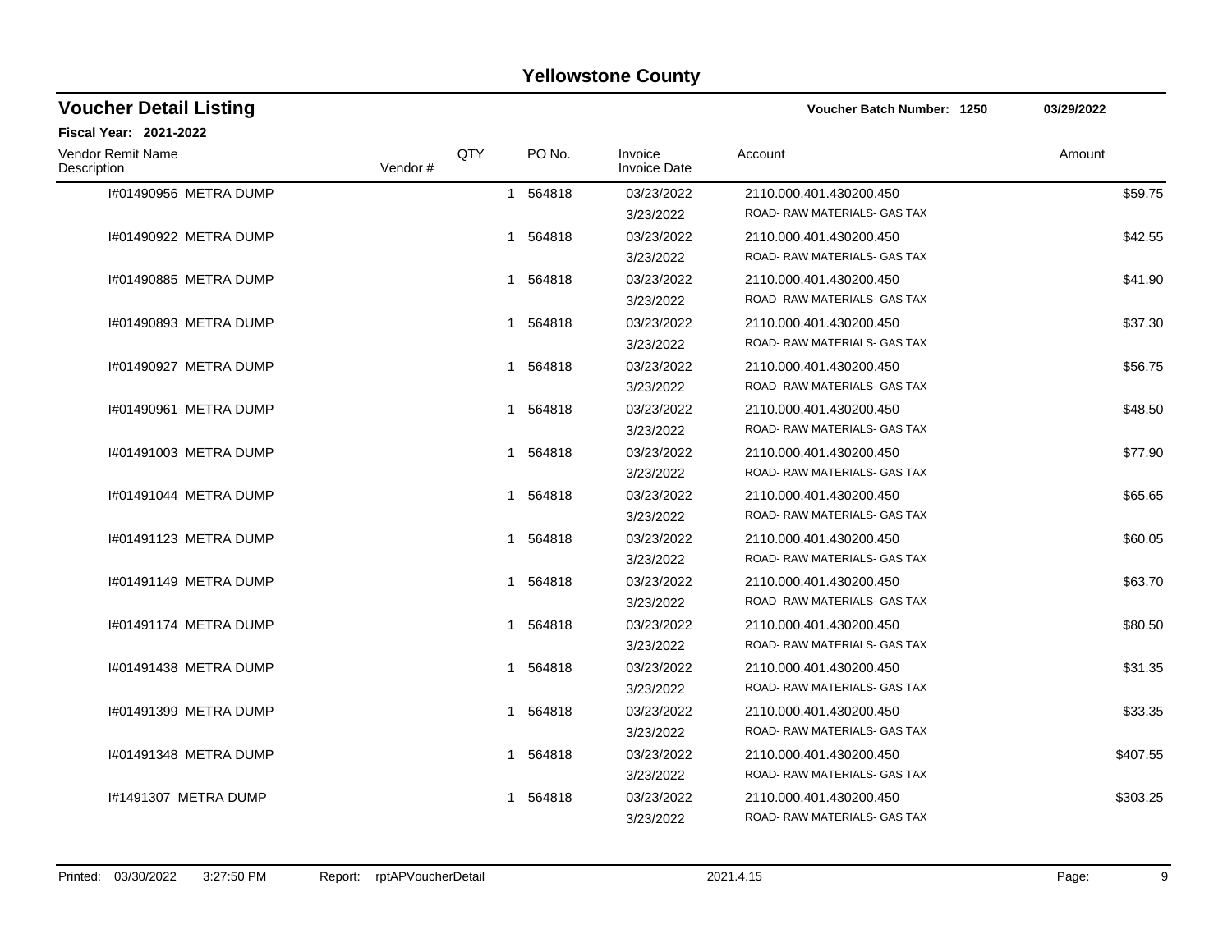# Yellowstone County

## Voucher Detail Listing

**Voucher Batch Number: 1250** 03/29/2022

**Fiscal Year: 2021-2022**

| Vendor Remit Name / Description | Vendor # | QTY | PO No. | Invoice / Invoice Date | Account | Amount |
|---|---|---|---|---|---|---|
| I#01490956 METRA DUMP | | 1 | 564818 | 03/23/2022<br>3/23/2022 | 2110.000.401.430200.450<br>ROAD- RAW MATERIALS- GAS TAX | $59.75 |
| I#01490922 METRA DUMP | | 1 | 564818 | 03/23/2022<br>3/23/2022 | 2110.000.401.430200.450<br>ROAD- RAW MATERIALS- GAS TAX | $42.55 |
| I#01490885 METRA DUMP | | 1 | 564818 | 03/23/2022<br>3/23/2022 | 2110.000.401.430200.450<br>ROAD- RAW MATERIALS- GAS TAX | $41.90 |
| I#01490893 METRA DUMP | | 1 | 564818 | 03/23/2022<br>3/23/2022 | 2110.000.401.430200.450<br>ROAD- RAW MATERIALS- GAS TAX | $37.30 |
| I#01490927 METRA DUMP | | 1 | 564818 | 03/23/2022<br>3/23/2022 | 2110.000.401.430200.450<br>ROAD- RAW MATERIALS- GAS TAX | $56.75 |
| I#01490961 METRA DUMP | | 1 | 564818 | 03/23/2022<br>3/23/2022 | 2110.000.401.430200.450<br>ROAD- RAW MATERIALS- GAS TAX | $48.50 |
| I#01491003 METRA DUMP | | 1 | 564818 | 03/23/2022<br>3/23/2022 | 2110.000.401.430200.450<br>ROAD- RAW MATERIALS- GAS TAX | $77.90 |
| I#01491044 METRA DUMP | | 1 | 564818 | 03/23/2022<br>3/23/2022 | 2110.000.401.430200.450<br>ROAD- RAW MATERIALS- GAS TAX | $65.65 |
| I#01491123 METRA DUMP | | 1 | 564818 | 03/23/2022<br>3/23/2022 | 2110.000.401.430200.450<br>ROAD- RAW MATERIALS- GAS TAX | $60.05 |
| I#01491149 METRA DUMP | | 1 | 564818 | 03/23/2022<br>3/23/2022 | 2110.000.401.430200.450<br>ROAD- RAW MATERIALS- GAS TAX | $63.70 |
| I#01491174 METRA DUMP | | 1 | 564818 | 03/23/2022<br>3/23/2022 | 2110.000.401.430200.450<br>ROAD- RAW MATERIALS- GAS TAX | $80.50 |
| I#01491438 METRA DUMP | | 1 | 564818 | 03/23/2022<br>3/23/2022 | 2110.000.401.430200.450<br>ROAD- RAW MATERIALS- GAS TAX | $31.35 |
| I#01491399 METRA DUMP | | 1 | 564818 | 03/23/2022<br>3/23/2022 | 2110.000.401.430200.450<br>ROAD- RAW MATERIALS- GAS TAX | $33.35 |
| I#01491348 METRA DUMP | | 1 | 564818 | 03/23/2022<br>3/23/2022 | 2110.000.401.430200.450<br>ROAD- RAW MATERIALS- GAS TAX | $407.55 |
| I#1491307 METRA DUMP | | 1 | 564818 | 03/23/2022<br>3/23/2022 | 2110.000.401.430200.450<br>ROAD- RAW MATERIALS- GAS TAX | $303.25 |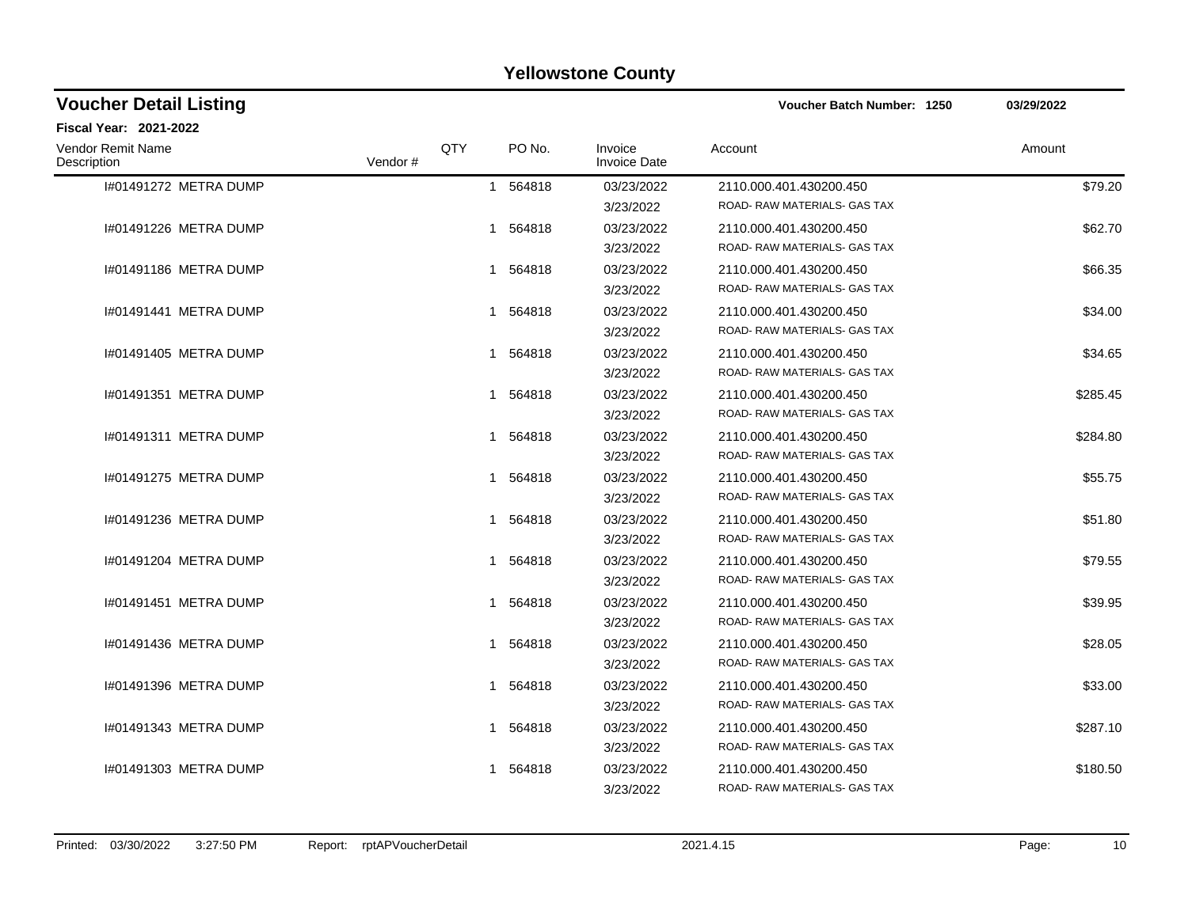# Yellowstone County

## Voucher Detail Listing

**Voucher Batch Number: 1250** 03/29/2022

**Fiscal Year: 2021-2022**

| Vendor Remit Name / Description | Vendor # | QTY | PO No. | Invoice / Invoice Date | Account | Amount |
|---|---|---|---|---|---|---|
| I#01491272 METRA DUMP | | 1 | 564818 | 03/23/2022<br>3/23/2022 | 2110.000.401.430200.450<br>ROAD- RAW MATERIALS- GAS TAX | $79.20 |
| I#01491226 METRA DUMP | | 1 | 564818 | 03/23/2022<br>3/23/2022 | 2110.000.401.430200.450<br>ROAD- RAW MATERIALS- GAS TAX | $62.70 |
| I#01491186 METRA DUMP | | 1 | 564818 | 03/23/2022<br>3/23/2022 | 2110.000.401.430200.450<br>ROAD- RAW MATERIALS- GAS TAX | $66.35 |
| I#01491441 METRA DUMP | | 1 | 564818 | 03/23/2022<br>3/23/2022 | 2110.000.401.430200.450<br>ROAD- RAW MATERIALS- GAS TAX | $34.00 |
| I#01491405 METRA DUMP | | 1 | 564818 | 03/23/2022<br>3/23/2022 | 2110.000.401.430200.450<br>ROAD- RAW MATERIALS- GAS TAX | $34.65 |
| I#01491351 METRA DUMP | | 1 | 564818 | 03/23/2022<br>3/23/2022 | 2110.000.401.430200.450<br>ROAD- RAW MATERIALS- GAS TAX | $285.45 |
| I#01491311 METRA DUMP | | 1 | 564818 | 03/23/2022<br>3/23/2022 | 2110.000.401.430200.450<br>ROAD- RAW MATERIALS- GAS TAX | $284.80 |
| I#01491275 METRA DUMP | | 1 | 564818 | 03/23/2022<br>3/23/2022 | 2110.000.401.430200.450<br>ROAD- RAW MATERIALS- GAS TAX | $55.75 |
| I#01491236 METRA DUMP | | 1 | 564818 | 03/23/2022<br>3/23/2022 | 2110.000.401.430200.450<br>ROAD- RAW MATERIALS- GAS TAX | $51.80 |
| I#01491204 METRA DUMP | | 1 | 564818 | 03/23/2022<br>3/23/2022 | 2110.000.401.430200.450<br>ROAD- RAW MATERIALS- GAS TAX | $79.55 |
| I#01491451 METRA DUMP | | 1 | 564818 | 03/23/2022<br>3/23/2022 | 2110.000.401.430200.450<br>ROAD- RAW MATERIALS- GAS TAX | $39.95 |
| I#01491436 METRA DUMP | | 1 | 564818 | 03/23/2022<br>3/23/2022 | 2110.000.401.430200.450<br>ROAD- RAW MATERIALS- GAS TAX | $28.05 |
| I#01491396 METRA DUMP | | 1 | 564818 | 03/23/2022<br>3/23/2022 | 2110.000.401.430200.450<br>ROAD- RAW MATERIALS- GAS TAX | $33.00 |
| I#01491343 METRA DUMP | | 1 | 564818 | 03/23/2022<br>3/23/2022 | 2110.000.401.430200.450<br>ROAD- RAW MATERIALS- GAS TAX | $287.10 |
| I#01491303 METRA DUMP | | 1 | 564818 | 03/23/2022<br>3/23/2022 | 2110.000.401.430200.450<br>ROAD- RAW MATERIALS- GAS TAX | $180.50 |

Printed: 03/30/2022 3:27:50 PM Report: rptAPVoucherDetail 2021.4.15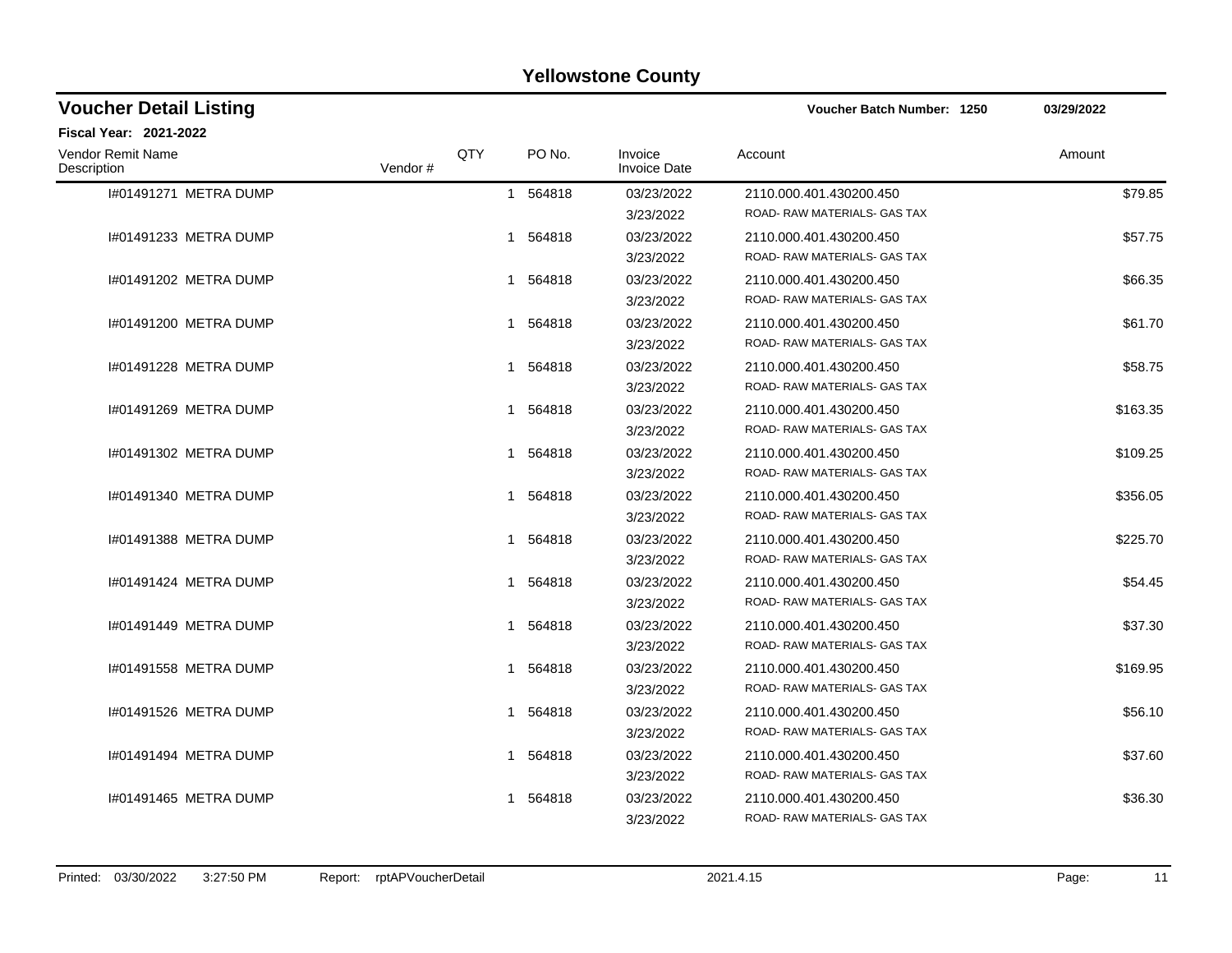# Yellowstone County

## Voucher Detail Listing

**Voucher Batch Number: 1250** **03/29/2022**

**Fiscal Year: 2021-2022**

| Vendor Remit Name / Description | Vendor # | QTY | PO No. | Invoice / Invoice Date | Account | Amount |
|---|---|---|---|---|---|---|
| I#01491271 METRA DUMP | | 1 | 564818 | 03/23/2022<br>3/23/2022 | 2110.000.401.430200.450<br>ROAD- RAW MATERIALS- GAS TAX | $79.85 |
| I#01491233 METRA DUMP | | 1 | 564818 | 03/23/2022<br>3/23/2022 | 2110.000.401.430200.450<br>ROAD- RAW MATERIALS- GAS TAX | $57.75 |
| I#01491202 METRA DUMP | | 1 | 564818 | 03/23/2022<br>3/23/2022 | 2110.000.401.430200.450<br>ROAD- RAW MATERIALS- GAS TAX | $66.35 |
| I#01491200 METRA DUMP | | 1 | 564818 | 03/23/2022<br>3/23/2022 | 2110.000.401.430200.450<br>ROAD- RAW MATERIALS- GAS TAX | $61.70 |
| I#01491228 METRA DUMP | | 1 | 564818 | 03/23/2022<br>3/23/2022 | 2110.000.401.430200.450<br>ROAD- RAW MATERIALS- GAS TAX | $58.75 |
| I#01491269 METRA DUMP | | 1 | 564818 | 03/23/2022<br>3/23/2022 | 2110.000.401.430200.450<br>ROAD- RAW MATERIALS- GAS TAX | $163.35 |
| I#01491302 METRA DUMP | | 1 | 564818 | 03/23/2022<br>3/23/2022 | 2110.000.401.430200.450<br>ROAD- RAW MATERIALS- GAS TAX | $109.25 |
| I#01491340 METRA DUMP | | 1 | 564818 | 03/23/2022<br>3/23/2022 | 2110.000.401.430200.450<br>ROAD- RAW MATERIALS- GAS TAX | $356.05 |
| I#01491388 METRA DUMP | | 1 | 564818 | 03/23/2022<br>3/23/2022 | 2110.000.401.430200.450<br>ROAD- RAW MATERIALS- GAS TAX | $225.70 |
| I#01491424 METRA DUMP | | 1 | 564818 | 03/23/2022<br>3/23/2022 | 2110.000.401.430200.450<br>ROAD- RAW MATERIALS- GAS TAX | $54.45 |
| I#01491449 METRA DUMP | | 1 | 564818 | 03/23/2022<br>3/23/2022 | 2110.000.401.430200.450<br>ROAD- RAW MATERIALS- GAS TAX | $37.30 |
| I#01491558 METRA DUMP | | 1 | 564818 | 03/23/2022<br>3/23/2022 | 2110.000.401.430200.450<br>ROAD- RAW MATERIALS- GAS TAX | $169.95 |
| I#01491526 METRA DUMP | | 1 | 564818 | 03/23/2022<br>3/23/2022 | 2110.000.401.430200.450<br>ROAD- RAW MATERIALS- GAS TAX | $56.10 |
| I#01491494 METRA DUMP | | 1 | 564818 | 03/23/2022<br>3/23/2022 | 2110.000.401.430200.450<br>ROAD- RAW MATERIALS- GAS TAX | $37.60 |
| I#01491465 METRA DUMP | | 1 | 564818 | 03/23/2022<br>3/23/2022 | 2110.000.401.430200.450<br>ROAD- RAW MATERIALS- GAS TAX | $36.30 |

Printed: 03/30/2022 3:27:50 PM Report: rptAPVoucherDetail 2021.4.15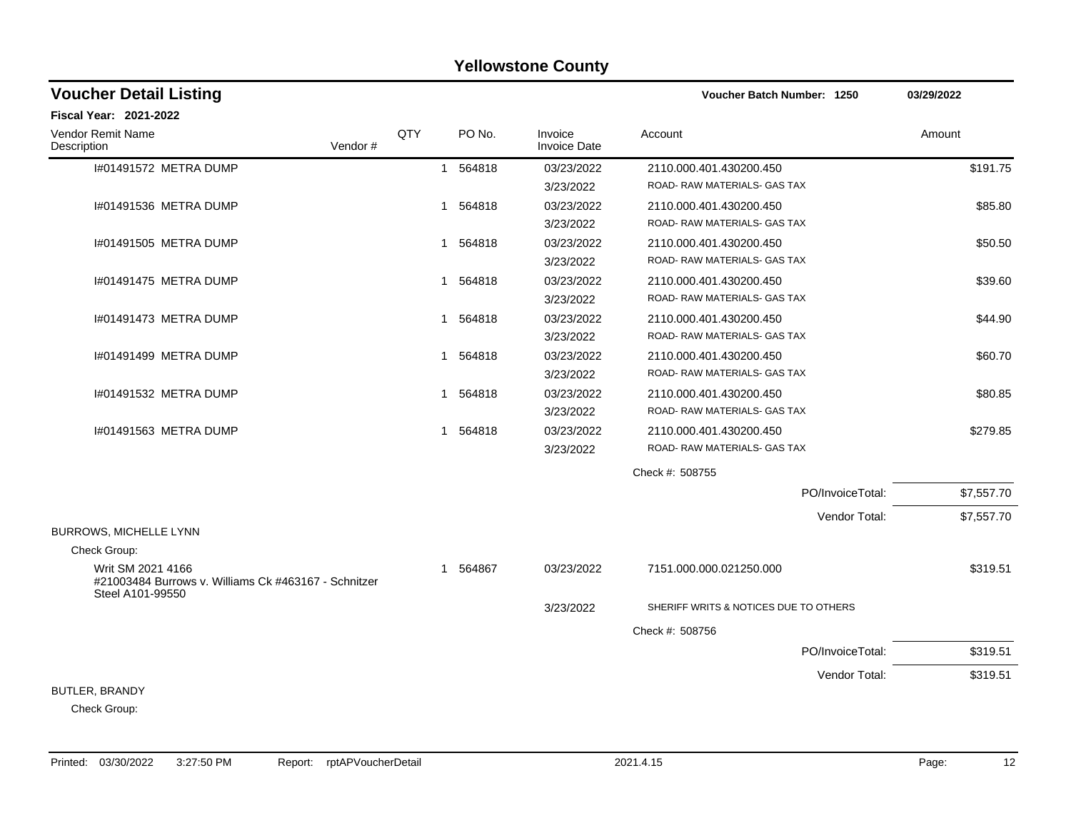# Yellowstone County

## Voucher Detail Listing

**Voucher Batch Number: 1250** — 03/29/2022

**Fiscal Year: 2021-2022**

| Vendor Remit Name / Description | Vendor # | QTY | PO No. | Invoice / Invoice Date | Account | Amount |
|---|---|---|---|---|---|---|
| I#01491572 METRA DUMP | | 1 | 564818 | 03/23/2022 / 3/23/2022 | 2110.000.401.430200.450 ROAD- RAW MATERIALS- GAS TAX | $191.75 |
| I#01491536 METRA DUMP | | 1 | 564818 | 03/23/2022 / 3/23/2022 | 2110.000.401.430200.450 ROAD- RAW MATERIALS- GAS TAX | $85.80 |
| I#01491505 METRA DUMP | | 1 | 564818 | 03/23/2022 / 3/23/2022 | 2110.000.401.430200.450 ROAD- RAW MATERIALS- GAS TAX | $50.50 |
| I#01491475 METRA DUMP | | 1 | 564818 | 03/23/2022 / 3/23/2022 | 2110.000.401.430200.450 ROAD- RAW MATERIALS- GAS TAX | $39.60 |
| I#01491473 METRA DUMP | | 1 | 564818 | 03/23/2022 / 3/23/2022 | 2110.000.401.430200.450 ROAD- RAW MATERIALS- GAS TAX | $44.90 |
| I#01491499 METRA DUMP | | 1 | 564818 | 03/23/2022 / 3/23/2022 | 2110.000.401.430200.450 ROAD- RAW MATERIALS- GAS TAX | $60.70 |
| I#01491532 METRA DUMP | | 1 | 564818 | 03/23/2022 / 3/23/2022 | 2110.000.401.430200.450 ROAD- RAW MATERIALS- GAS TAX | $80.85 |
| I#01491563 METRA DUMP | | 1 | 564818 | 03/23/2022 / 3/23/2022 | 2110.000.401.430200.450 ROAD- RAW MATERIALS- GAS TAX | $279.85 |
| | | | | | Check #: 508755 | |
| | | | | | PO/InvoiceTotal: | $7,557.70 |
| | | | | | Vendor Total: | $7,557.70 |
| **BURROWS, MICHELLE LYNN** | | | | | | |
| Check Group: | | | | | | |
| Writ SM 2021 4166 #21003484 Burrows v. Williams Ck #463167 - Schnitzer Steel A101-99550 | | 1 | 564867 | 03/23/2022 / 3/23/2022 | 7151.000.000.021250.000 SHERIFF WRITS & NOTICES DUE TO OTHERS | $319.51 |
| | | | | | Check #: 508756 | |
| | | | | | PO/InvoiceTotal: | $319.51 |
| | | | | | Vendor Total: | $319.51 |
| **BUTLER, BRANDY** | | | | | | |
| Check Group: | | | | | | |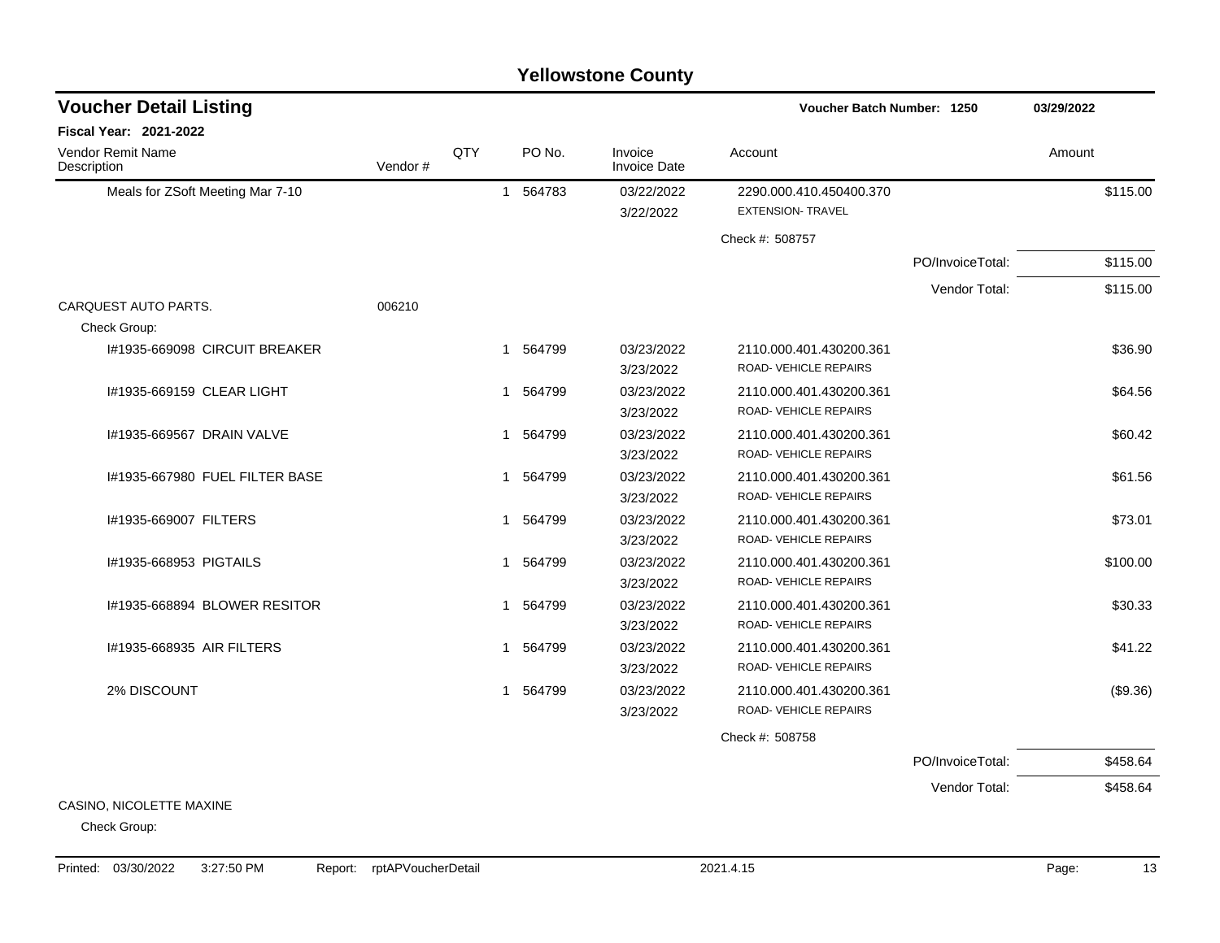# Yellowstone County

## Voucher Detail Listing

Voucher Batch Number: 1250 — 03/29/2022

**Fiscal Year: 2021-2022**

| Vendor Remit Name / Description | Vendor # | QTY | PO No. | Invoice / Invoice Date | Account | Amount |
|---|---|---|---|---|---|---|
| Meals for ZSoft Meeting Mar 7-10 | | 1 | 564783 | 03/22/2022 / 3/22/2022 | 2290.000.410.450400.370 EXTENSION- TRAVEL | $115.00 |
| | | | | | Check #: 508757 | |
| | | | | | PO/InvoiceTotal: | $115.00 |
| | | | | | Vendor Total: | $115.00 |
| CARQUEST AUTO PARTS. | 006210 | | | | | |
| Check Group: | | | | | | |
| I#1935-669098 CIRCUIT BREAKER | | 1 | 564799 | 03/23/2022 / 3/23/2022 | 2110.000.401.430200.361 ROAD- VEHICLE REPAIRS | $36.90 |
| I#1935-669159 CLEAR LIGHT | | 1 | 564799 | 03/23/2022 / 3/23/2022 | 2110.000.401.430200.361 ROAD- VEHICLE REPAIRS | $64.56 |
| I#1935-669567 DRAIN VALVE | | 1 | 564799 | 03/23/2022 / 3/23/2022 | 2110.000.401.430200.361 ROAD- VEHICLE REPAIRS | $60.42 |
| I#1935-667980 FUEL FILTER BASE | | 1 | 564799 | 03/23/2022 / 3/23/2022 | 2110.000.401.430200.361 ROAD- VEHICLE REPAIRS | $61.56 |
| I#1935-669007 FILTERS | | 1 | 564799 | 03/23/2022 / 3/23/2022 | 2110.000.401.430200.361 ROAD- VEHICLE REPAIRS | $73.01 |
| I#1935-668953 PIGTAILS | | 1 | 564799 | 03/23/2022 / 3/23/2022 | 2110.000.401.430200.361 ROAD- VEHICLE REPAIRS | $100.00 |
| I#1935-668894 BLOWER RESITOR | | 1 | 564799 | 03/23/2022 / 3/23/2022 | 2110.000.401.430200.361 ROAD- VEHICLE REPAIRS | $30.33 |
| I#1935-668935 AIR FILTERS | | 1 | 564799 | 03/23/2022 / 3/23/2022 | 2110.000.401.430200.361 ROAD- VEHICLE REPAIRS | $41.22 |
| 2% DISCOUNT | | 1 | 564799 | 03/23/2022 / 3/23/2022 | 2110.000.401.430200.361 ROAD- VEHICLE REPAIRS | ($9.36) |
| | | | | | Check #: 508758 | |
| | | | | | PO/InvoiceTotal: | $458.64 |
| | | | | | Vendor Total: | $458.64 |
| CASINO, NICOLETTE MAXINE | | | | | | |
| Check Group: | | | | | | |

Printed: 03/30/2022 3:27:50 PM Report: rptAPVoucherDetail 2021.4.15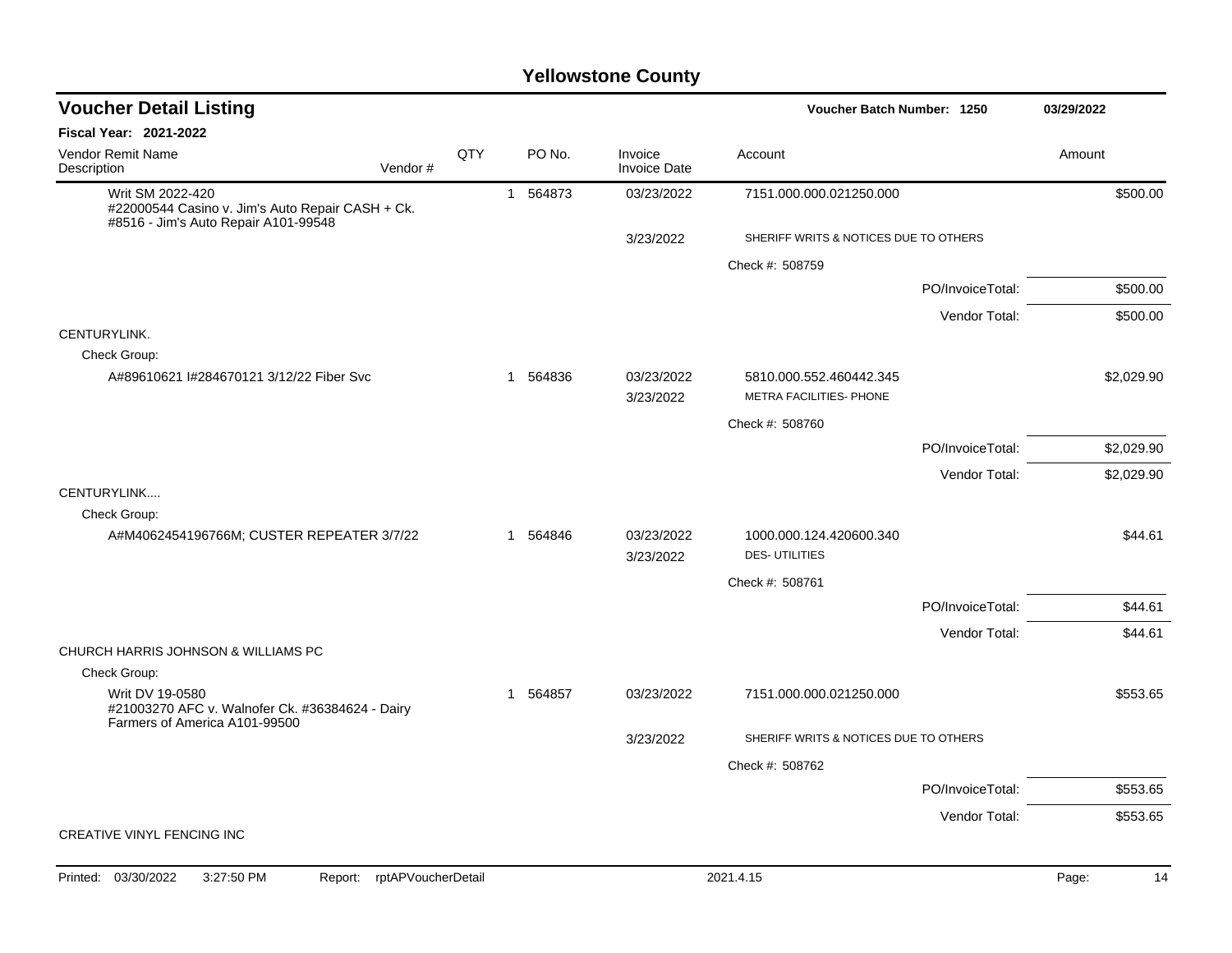# Yellowstone County

## Voucher Detail Listing

**Voucher Batch Number: 1250** — 03/29/2022

**Fiscal Year: 2021-2022**

| Vendor Remit Name / Description | Vendor # | QTY | PO No. | Invoice / Invoice Date | Account | Amount |
|---|---|---|---|---|---|---|
| Writ SM 2022-420 #22000544 Casino v. Jim's Auto Repair CASH + Ck. #8516 - Jim's Auto Repair A101-99548 | | 1 | 564873 | 03/23/2022 | 7151.000.000.021250.000 | $500.00 |
| | | | | 3/23/2022 | SHERIFF WRITS & NOTICES DUE TO OTHERS | |
| | | | | | Check #: 508759 | |
| | | | | | PO/InvoiceTotal: | $500.00 |
| | | | | | Vendor Total: | $500.00 |
| CENTURYLINK. | | | | | | |
| Check Group: | | | | | | |
| A#89610621 I#284670121 3/12/22 Fiber Svc | | 1 | 564836 | 03/23/2022 | 5810.000.552.460442.345 | $2,029.90 |
| | | | | 3/23/2022 | METRA FACILITIES- PHONE | |
| | | | | | Check #: 508760 | |
| | | | | | PO/InvoiceTotal: | $2,029.90 |
| | | | | | Vendor Total: | $2,029.90 |
| CENTURYLINK.... | | | | | | |
| Check Group: | | | | | | |
| A#M4062454196766M; CUSTER REPEATER 3/7/22 | | 1 | 564846 | 03/23/2022 | 1000.000.124.420600.340 | $44.61 |
| | | | | 3/23/2022 | DES- UTILITIES | |
| | | | | | Check #: 508761 | |
| | | | | | PO/InvoiceTotal: | $44.61 |
| | | | | | Vendor Total: | $44.61 |
| CHURCH HARRIS JOHNSON & WILLIAMS PC | | | | | | |
| Check Group: | | | | | | |
| Writ DV 19-0580 #21003270 AFC v. Walnofer Ck. #36384624 - Dairy Farmers of America A101-99500 | | 1 | 564857 | 03/23/2022 | 7151.000.000.021250.000 | $553.65 |
| | | | | 3/23/2022 | SHERIFF WRITS & NOTICES DUE TO OTHERS | |
| | | | | | Check #: 508762 | |
| | | | | | PO/InvoiceTotal: | $553.65 |
| | | | | | Vendor Total: | $553.65 |
| CREATIVE VINYL FENCING INC | | | | | | |

Printed: 03/30/2022 3:27:50 PM Report: rptAPVoucherDetail 2021.4.15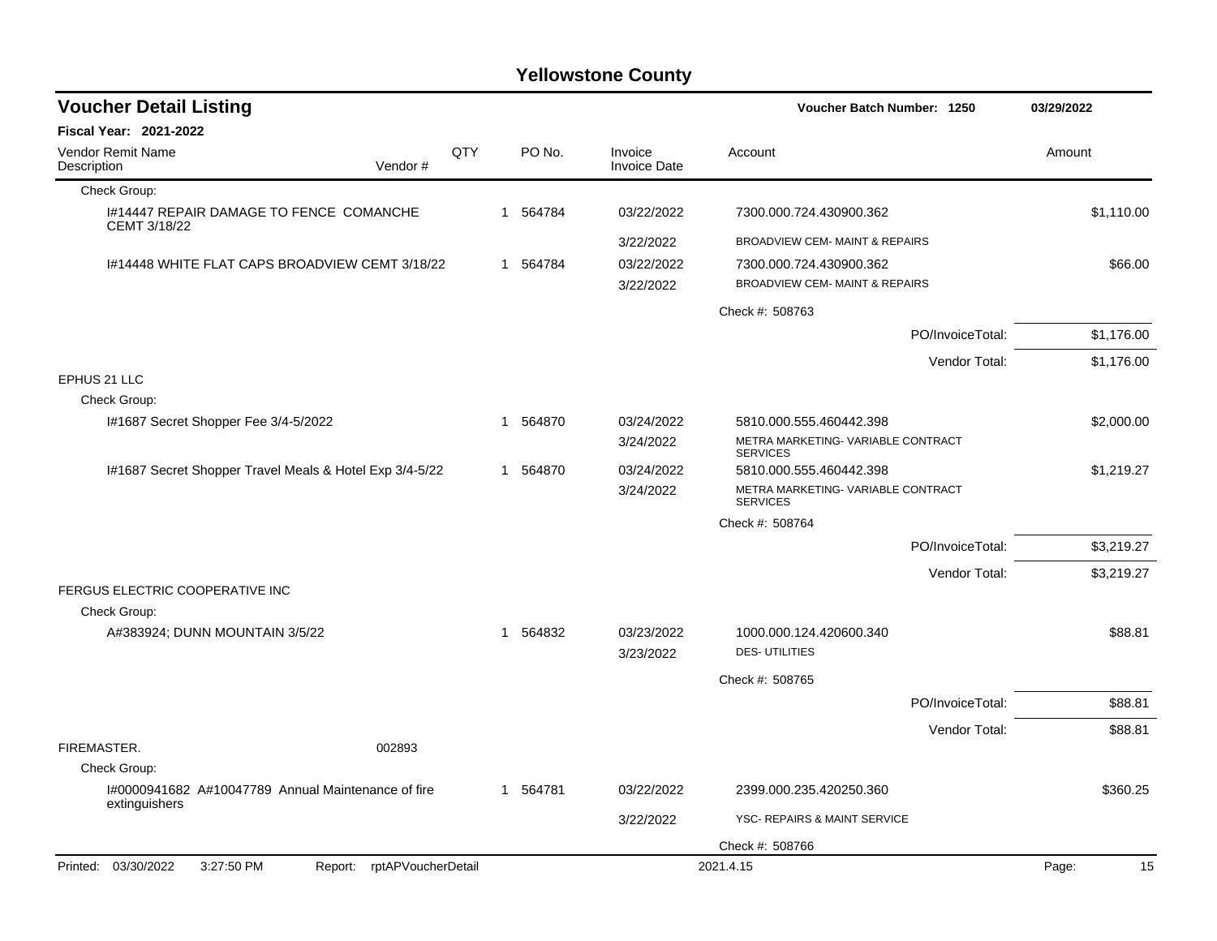# Yellowstone County

## Voucher Detail Listing

**Voucher Batch Number: 1250** | **03/29/2022**

**Fiscal Year: 2021-2022**

| Vendor Remit Name / Description | Vendor # | QTY | PO No. | Invoice / Invoice Date | Account | Amount |
|---|---|---|---|---|---|---|
| Check Group: | | | | | | |
| I#14447 REPAIR DAMAGE TO FENCE COMANCHE CEMT 3/18/22 | | 1 | 564784 | 03/22/2022 | 7300.000.724.430900.362 | $1,110.00 |
| | | | | 3/22/2022 | BROADVIEW CEM- MAINT & REPAIRS | |
| I#14448 WHITE FLAT CAPS BROADVIEW CEMT 3/18/22 | | 1 | 564784 | 03/22/2022 | 7300.000.724.430900.362 | $66.00 |
| | | | | 3/22/2022 | BROADVIEW CEM- MAINT & REPAIRS | |
| | | | | | Check #: 508763 | |
| | | | | | PO/InvoiceTotal: | $1,176.00 |
| | | | | | Vendor Total: | $1,176.00 |
| EPHUS 21 LLC | | | | | | |
| Check Group: | | | | | | |
| I#1687 Secret Shopper Fee 3/4-5/2022 | | 1 | 564870 | 03/24/2022 | 5810.000.555.460442.398 | $2,000.00 |
| | | | | 3/24/2022 | METRA MARKETING- VARIABLE CONTRACT SERVICES | |
| I#1687 Secret Shopper Travel Meals & Hotel Exp 3/4-5/22 | | 1 | 564870 | 03/24/2022 | 5810.000.555.460442.398 | $1,219.27 |
| | | | | 3/24/2022 | METRA MARKETING- VARIABLE CONTRACT SERVICES | |
| | | | | | Check #: 508764 | |
| | | | | | PO/InvoiceTotal: | $3,219.27 |
| | | | | | Vendor Total: | $3,219.27 |
| FERGUS ELECTRIC COOPERATIVE INC | | | | | | |
| Check Group: | | | | | | |
| A#383924; DUNN MOUNTAIN 3/5/22 | | 1 | 564832 | 03/23/2022 | 1000.000.124.420600.340 | $88.81 |
| | | | | 3/23/2022 | DES- UTILITIES | |
| | | | | | Check #: 508765 | |
| | | | | | PO/InvoiceTotal: | $88.81 |
| | | | | | Vendor Total: | $88.81 |
| FIREMASTER. | 002893 | | | | | |
| Check Group: | | | | | | |
| I#0000941682 A#10047789 Annual Maintenance of fire extinguishers | | 1 | 564781 | 03/22/2022 | 2399.000.235.420250.360 | $360.25 |
| | | | | 3/22/2022 | YSC- REPAIRS & MAINT SERVICE | |
| | | | | | Check #: 508766 | |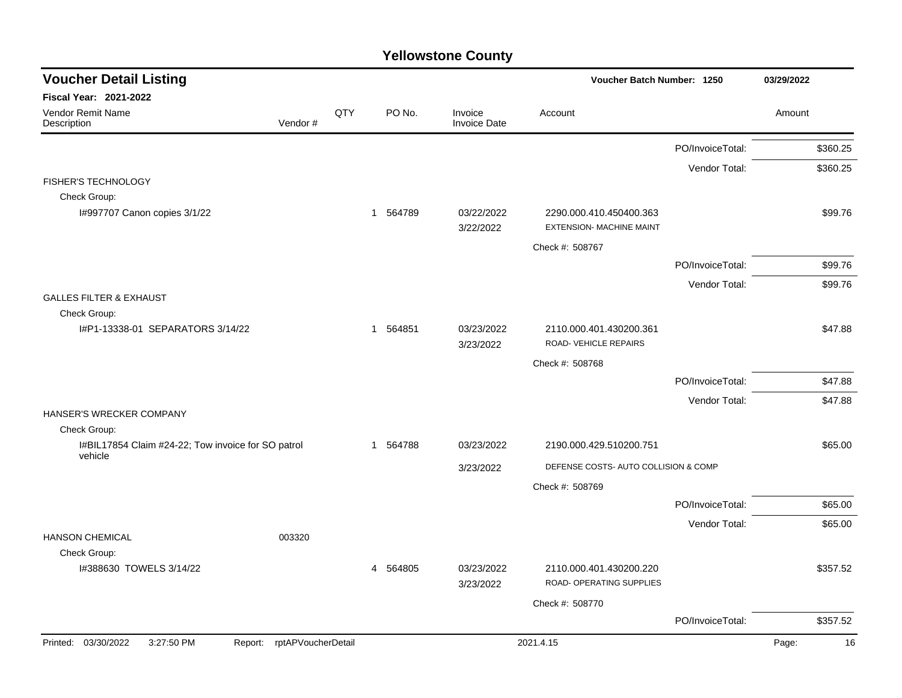# Yellowstone County

## Voucher Detail Listing

**Voucher Batch Number: 1250** — 03/29/2022

**Fiscal Year: 2021-2022**

| Vendor Remit Name / Description | Vendor # | QTY | PO No. | Invoice / Invoice Date | Account | Amount |
|---|---|---|---|---|---|---|
| | | | | | PO/InvoiceTotal: | $360.25 |
| | | | | | Vendor Total: | $360.25 |
| FISHER'S TECHNOLOGY | | | | | | |
| Check Group: | | | | | | |
| I#997707 Canon copies 3/1/22 | | 1 | 564789 | 03/22/2022 / 3/22/2022 | 2290.000.410.450400.363 EXTENSION- MACHINE MAINT | $99.76 |
| | | | | | Check #: 508767 | |
| | | | | | PO/InvoiceTotal: | $99.76 |
| | | | | | Vendor Total: | $99.76 |
| GALLES FILTER & EXHAUST | | | | | | |
| Check Group: | | | | | | |
| I#P1-13338-01 SEPARATORS 3/14/22 | | 1 | 564851 | 03/23/2022 / 3/23/2022 | 2110.000.401.430200.361 ROAD- VEHICLE REPAIRS | $47.88 |
| | | | | | Check #: 508768 | |
| | | | | | PO/InvoiceTotal: | $47.88 |
| | | | | | Vendor Total: | $47.88 |
| HANSER'S WRECKER COMPANY | | | | | | |
| Check Group: | | | | | | |
| I#BIL17854 Claim #24-22; Tow invoice for SO patrol vehicle | | 1 | 564788 | 03/23/2022 / 3/23/2022 | 2190.000.429.510200.751 DEFENSE COSTS- AUTO COLLISION & COMP | $65.00 |
| | | | | | Check #: 508769 | |
| | | | | | PO/InvoiceTotal: | $65.00 |
| | | | | | Vendor Total: | $65.00 |
| HANSON CHEMICAL | 003320 | | | | | |
| Check Group: | | | | | | |
| I#388630 TOWELS 3/14/22 | | 4 | 564805 | 03/23/2022 / 3/23/2022 | 2110.000.401.430200.220 ROAD- OPERATING SUPPLIES | $357.52 |
| | | | | | Check #: 508770 | |
| | | | | | PO/InvoiceTotal: | $357.52 |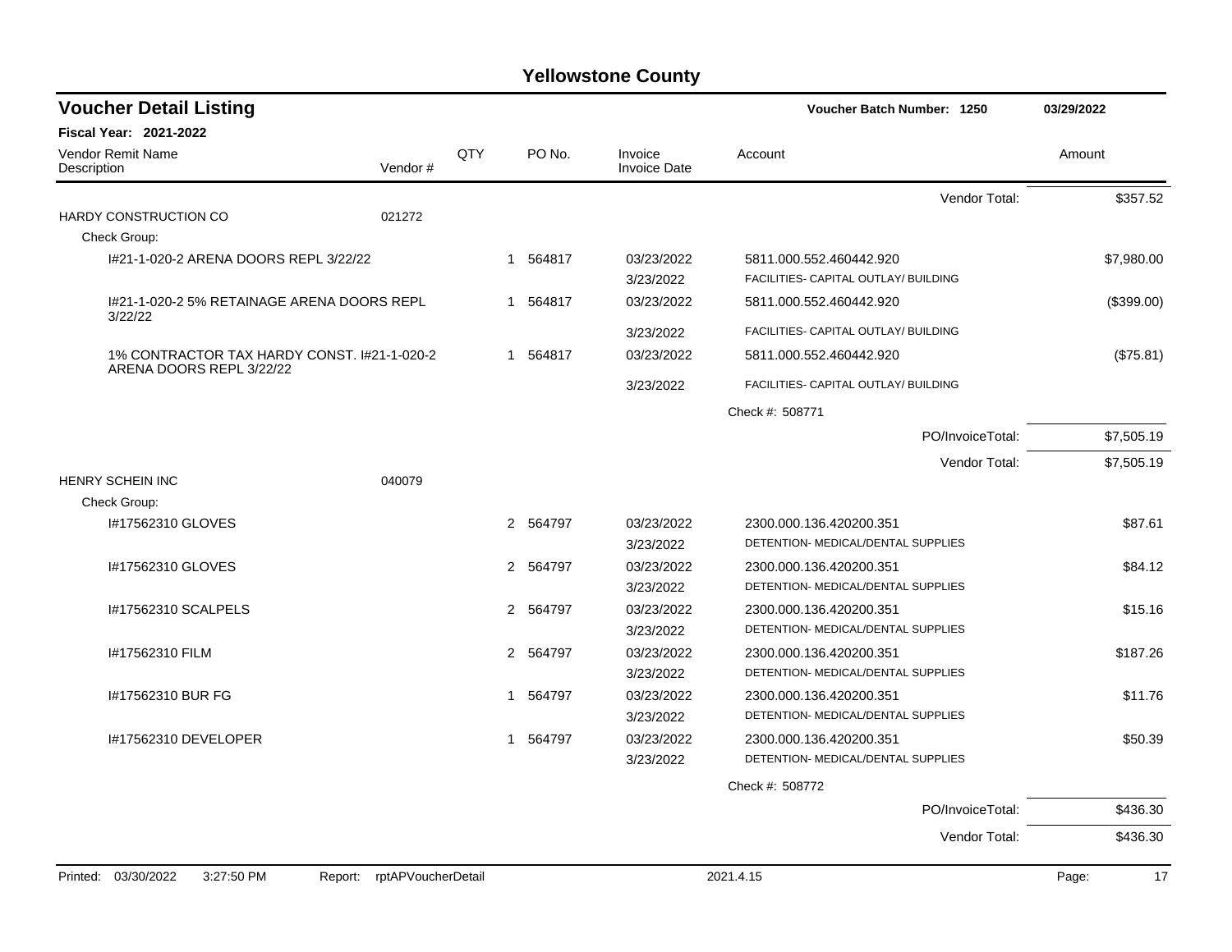# Yellowstone County

## Voucher Detail Listing

**Voucher Batch Number: 1250** — 03/29/2022

**Fiscal Year: 2021-2022**

| Vendor Remit Name / Description | Vendor # | QTY | PO No. | Invoice / Invoice Date | Account | Amount |
|---|---|---|---|---|---|---|
| | | | | | Vendor Total: | $357.52 |
| HARDY CONSTRUCTION CO | 021272 | | | | | |
| Check Group: | | | | | | |
| I#21-1-020-2 ARENA DOORS REPL 3/22/22 | | 1 | 564817 | 03/23/2022<br>3/23/2022 | 5811.000.552.460442.920<br>FACILITIES- CAPITAL OUTLAY/ BUILDING | $7,980.00 |
| I#21-1-020-2 5% RETAINAGE ARENA DOORS REPL 3/22/22 | | 1 | 564817 | 03/23/2022<br>3/23/2022 | 5811.000.552.460442.920<br>FACILITIES- CAPITAL OUTLAY/ BUILDING | ($399.00) |
| 1% CONTRACTOR TAX HARDY CONST. I#21-1-020-2 ARENA DOORS REPL 3/22/22 | | 1 | 564817 | 03/23/2022<br>3/23/2022 | 5811.000.552.460442.920<br>FACILITIES- CAPITAL OUTLAY/ BUILDING | ($75.81) |
| | | | | | Check #: 508771 | |
| | | | | | PO/InvoiceTotal: | $7,505.19 |
| | | | | | Vendor Total: | $7,505.19 |
| HENRY SCHEIN INC | 040079 | | | | | |
| Check Group: | | | | | | |
| I#17562310 GLOVES | | 2 | 564797 | 03/23/2022<br>3/23/2022 | 2300.000.136.420200.351<br>DETENTION- MEDICAL/DENTAL SUPPLIES | $87.61 |
| I#17562310 GLOVES | | 2 | 564797 | 03/23/2022<br>3/23/2022 | 2300.000.136.420200.351<br>DETENTION- MEDICAL/DENTAL SUPPLIES | $84.12 |
| I#17562310 SCALPELS | | 2 | 564797 | 03/23/2022<br>3/23/2022 | 2300.000.136.420200.351<br>DETENTION- MEDICAL/DENTAL SUPPLIES | $15.16 |
| I#17562310 FILM | | 2 | 564797 | 03/23/2022<br>3/23/2022 | 2300.000.136.420200.351<br>DETENTION- MEDICAL/DENTAL SUPPLIES | $187.26 |
| I#17562310 BUR FG | | 1 | 564797 | 03/23/2022<br>3/23/2022 | 2300.000.136.420200.351<br>DETENTION- MEDICAL/DENTAL SUPPLIES | $11.76 |
| I#17562310 DEVELOPER | | 1 | 564797 | 03/23/2022<br>3/23/2022 | 2300.000.136.420200.351<br>DETENTION- MEDICAL/DENTAL SUPPLIES | $50.39 |
| | | | | | Check #: 508772 | |
| | | | | | PO/InvoiceTotal: | $436.30 |
| | | | | | Vendor Total: | $436.30 |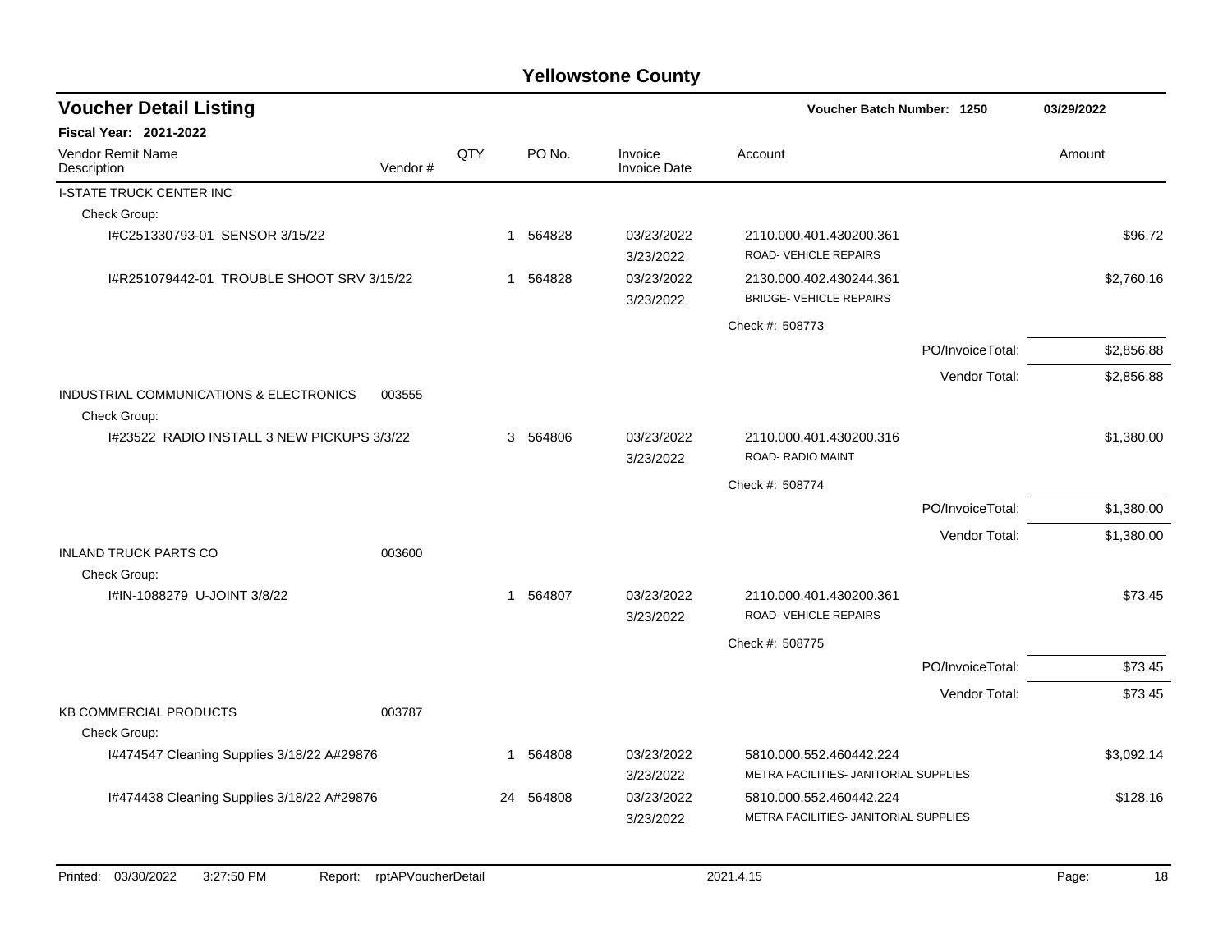# Yellowstone County

## Voucher Detail Listing

**Voucher Batch Number: 1250** | **03/29/2022**

**Fiscal Year: 2021-2022**

| Vendor Remit Name / Description | Vendor # | QTY | PO No. | Invoice / Invoice Date | Account | Amount |
|---|---|---|---|---|---|---|
| I-STATE TRUCK CENTER INC | | | | | | |
| Check Group: | | | | | | |
| I#C251330793-01 SENSOR 3/15/22 | | 1 | 564828 | 03/23/2022 3/23/2022 | 2110.000.401.430200.361 ROAD- VEHICLE REPAIRS | $96.72 |
| I#R251079442-01 TROUBLE SHOOT SRV 3/15/22 | | 1 | 564828 | 03/23/2022 3/23/2022 | 2130.000.402.430244.361 BRIDGE- VEHICLE REPAIRS | $2,760.16 |
| | | | | | Check #: 508773 | |
| | | | | | PO/InvoiceTotal: | $2,856.88 |
| | | | | | Vendor Total: | $2,856.88 |
| INDUSTRIAL COMMUNICATIONS & ELECTRONICS | 003555 | | | | | |
| Check Group: | | | | | | |
| I#23522 RADIO INSTALL 3 NEW PICKUPS 3/3/22 | | 3 | 564806 | 03/23/2022 3/23/2022 | 2110.000.401.430200.316 ROAD- RADIO MAINT | $1,380.00 |
| | | | | | Check #: 508774 | |
| | | | | | PO/InvoiceTotal: | $1,380.00 |
| | | | | | Vendor Total: | $1,380.00 |
| INLAND TRUCK PARTS CO | 003600 | | | | | |
| Check Group: | | | | | | |
| I#IN-1088279 U-JOINT 3/8/22 | | 1 | 564807 | 03/23/2022 3/23/2022 | 2110.000.401.430200.361 ROAD- VEHICLE REPAIRS | $73.45 |
| | | | | | Check #: 508775 | |
| | | | | | PO/InvoiceTotal: | $73.45 |
| | | | | | Vendor Total: | $73.45 |
| KB COMMERCIAL PRODUCTS | 003787 | | | | | |
| Check Group: | | | | | | |
| I#474547 Cleaning Supplies 3/18/22 A#29876 | | 1 | 564808 | 03/23/2022 3/23/2022 | 5810.000.552.460442.224 METRA FACILITIES- JANITORIAL SUPPLIES | $3,092.14 |
| I#474438 Cleaning Supplies 3/18/22 A#29876 | | 24 | 564808 | 03/23/2022 3/23/2022 | 5810.000.552.460442.224 METRA FACILITIES- JANITORIAL SUPPLIES | $128.16 |

Printed: 03/30/2022 3:27:50 PM Report: rptAPVoucherDetail 2021.4.15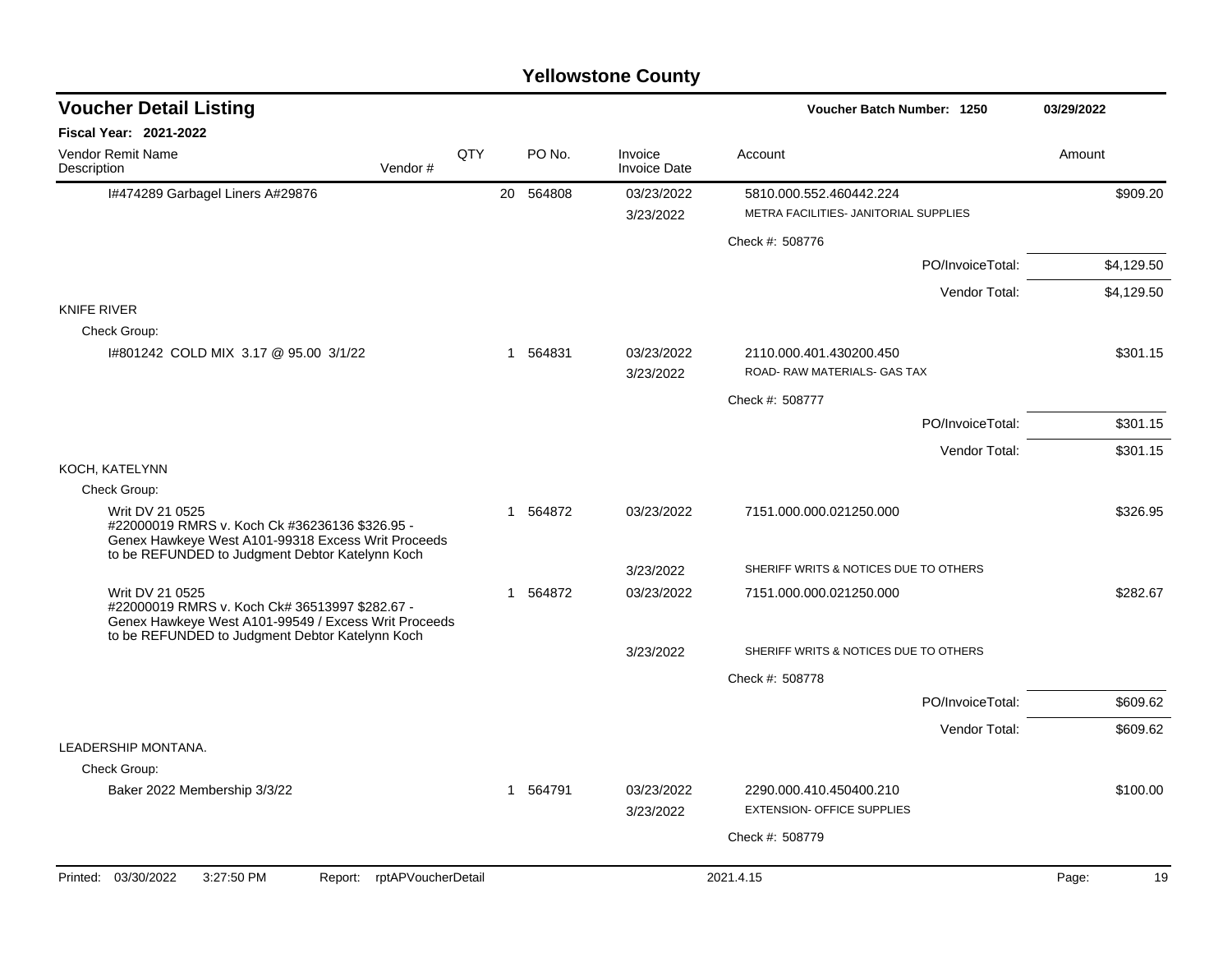# Yellowstone County

## Voucher Detail Listing

**Voucher Batch Number: 1250** — 03/29/2022

**Fiscal Year: 2021-2022**

| Vendor Remit Name / Description | Vendor # | QTY | PO No. | Invoice / Invoice Date | Account | Amount |
|---|---|---|---|---|---|---|
| I#474289 Garbagel Liners A#29876 | | 20 | 564808 | 03/23/2022 | 5810.000.552.460442.224 | $909.20 |
| | | | | 3/23/2022 | METRA FACILITIES- JANITORIAL SUPPLIES | |
| | | | | | Check #: 508776 | |
| | | | | | PO/InvoiceTotal: | $4,129.50 |
| | | | | | Vendor Total: | $4,129.50 |
| KNIFE RIVER | | | | | | |
| Check Group: | | | | | | |
| I#801242 COLD MIX 3.17 @ 95.00 3/1/22 | | 1 | 564831 | 03/23/2022 | 2110.000.401.430200.450 | $301.15 |
| | | | | 3/23/2022 | ROAD- RAW MATERIALS- GAS TAX | |
| | | | | | Check #: 508777 | |
| | | | | | PO/InvoiceTotal: | $301.15 |
| | | | | | Vendor Total: | $301.15 |
| KOCH, KATELYNN | | | | | | |
| Check Group: | | | | | | |
| Writ DV 21 0525 #22000019 RMRS v. Koch Ck #36236136 $326.95 - Genex Hawkeye West A101-99318 Excess Writ Proceeds to be REFUNDED to Judgment Debtor Katelynn Koch | | 1 | 564872 | 03/23/2022 | 7151.000.000.021250.000 | $326.95 |
| | | | | 3/23/2022 | SHERIFF WRITS & NOTICES DUE TO OTHERS | |
| Writ DV 21 0525 #22000019 RMRS v. Koch Ck# 36513997 $282.67 - Genex Hawkeye West A101-99549 / Excess Writ Proceeds to be REFUNDED to Judgment Debtor Katelynn Koch | | 1 | 564872 | 03/23/2022 | 7151.000.000.021250.000 | $282.67 |
| | | | | 3/23/2022 | SHERIFF WRITS & NOTICES DUE TO OTHERS | |
| | | | | | Check #: 508778 | |
| | | | | | PO/InvoiceTotal: | $609.62 |
| | | | | | Vendor Total: | $609.62 |
| LEADERSHIP MONTANA. | | | | | | |
| Check Group: | | | | | | |
| Baker 2022 Membership 3/3/22 | | 1 | 564791 | 03/23/2022 | 2290.000.410.450400.210 | $100.00 |
| | | | | 3/23/2022 | EXTENSION- OFFICE SUPPLIES | |
| | | | | | Check #: 508779 | |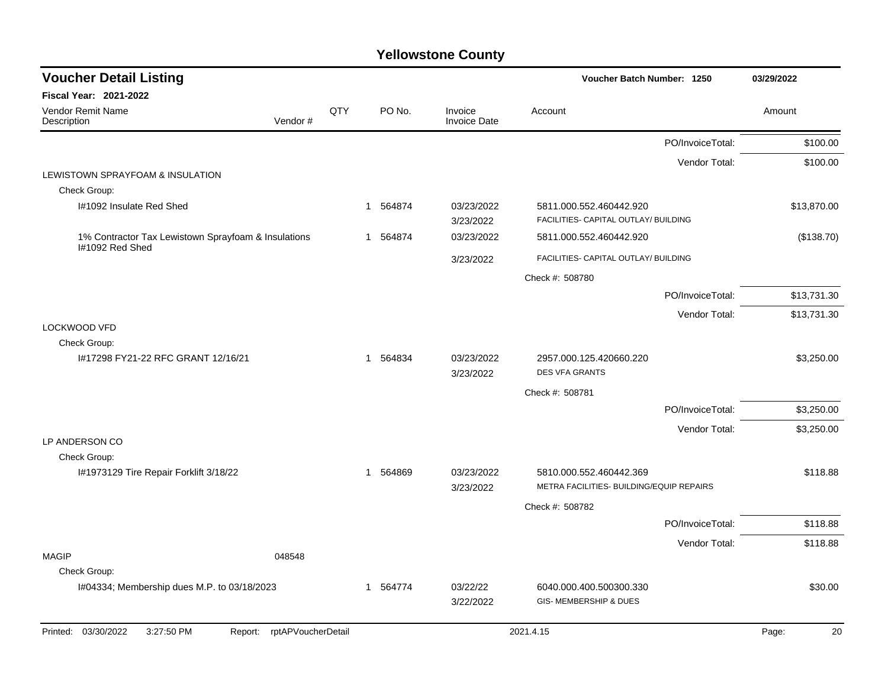# Yellowstone County

## Voucher Detail Listing

**Voucher Batch Number: 1250** — 03/29/2022

**Fiscal Year: 2021-2022**

| Vendor Remit Name / Description | Vendor # | QTY | PO No. | Invoice / Invoice Date | Account | Amount |
|---|---|---|---|---|---|---|
| | | | | | PO/InvoiceTotal: | $100.00 |
| | | | | | Vendor Total: | $100.00 |
| LEWISTOWN SPRAYFOAM & INSULATION | | | | | | |
| Check Group: | | | | | | |
| I#1092 Insulate Red Shed | | 1 | 564874 | 03/23/2022 3/23/2022 | 5811.000.552.460442.920 FACILITIES- CAPITAL OUTLAY/ BUILDING | $13,870.00 |
| 1% Contractor Tax Lewistown Sprayfoam & Insulations I#1092 Red Shed | | 1 | 564874 | 03/23/2022 3/23/2022 | 5811.000.552.460442.920 FACILITIES- CAPITAL OUTLAY/ BUILDING | ($138.70) |
| | | | | | Check #: 508780 | |
| | | | | | PO/InvoiceTotal: | $13,731.30 |
| | | | | | Vendor Total: | $13,731.30 |
| LOCKWOOD VFD | | | | | | |
| Check Group: | | | | | | |
| I#17298 FY21-22 RFC GRANT 12/16/21 | | 1 | 564834 | 03/23/2022 3/23/2022 | 2957.000.125.420660.220 DES VFA GRANTS | $3,250.00 |
| | | | | | Check #: 508781 | |
| | | | | | PO/InvoiceTotal: | $3,250.00 |
| | | | | | Vendor Total: | $3,250.00 |
| LP ANDERSON CO | | | | | | |
| Check Group: | | | | | | |
| I#1973129 Tire Repair Forklift 3/18/22 | | 1 | 564869 | 03/23/2022 3/23/2022 | 5810.000.552.460442.369 METRA FACILITIES- BUILDING/EQUIP REPAIRS | $118.88 |
| | | | | | Check #: 508782 | |
| | | | | | PO/InvoiceTotal: | $118.88 |
| | | | | | Vendor Total: | $118.88 |
| MAGIP | 048548 | | | | | |
| Check Group: | | | | | | |
| I#04334; Membership dues M.P. to 03/18/2023 | | 1 | 564774 | 03/22/22 3/22/2022 | 6040.000.400.500300.330 GIS- MEMBERSHIP & DUES | $30.00 |

Printed: 03/30/2022 3:27:50 PM Report: rptAPVoucherDetail 2021.4.15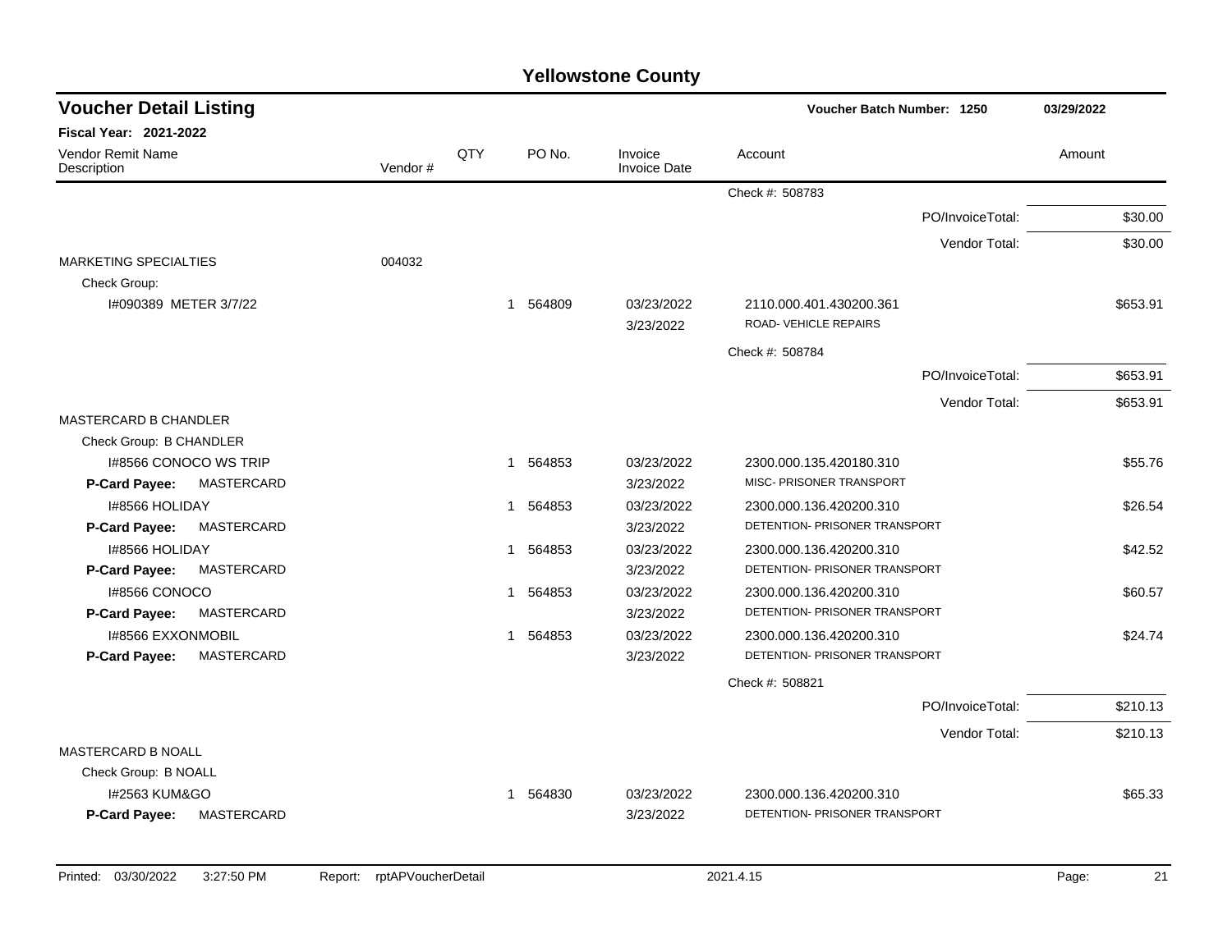# Yellowstone County

## Voucher Detail Listing

**Voucher Batch Number: 1250** 03/29/2022

**Fiscal Year: 2021-2022**

| Vendor Remit Name / Description | Vendor # | QTY | PO No. | Invoice / Invoice Date | Account | Amount |
|---|---|---|---|---|---|---|
| | | | | | Check #: 508783 | |
| | | | | | PO/InvoiceTotal: | $30.00 |
| | | | | | Vendor Total: | $30.00 |
| MARKETING SPECIALTIES | 004032 | | | | | |
| Check Group: | | | | | | |
| I#090389 METER 3/7/22 | | 1 | 564809 | 03/23/2022 3/23/2022 | 2110.000.401.430200.361 ROAD- VEHICLE REPAIRS | $653.91 |
| | | | | | Check #: 508784 | |
| | | | | | PO/InvoiceTotal: | $653.91 |
| | | | | | Vendor Total: | $653.91 |
| MASTERCARD B CHANDLER | | | | | | |
| Check Group: B CHANDLER | | | | | | |
| I#8566 CONOCO WS TRIP **P-Card Payee:** MASTERCARD | | 1 | 564853 | 03/23/2022 3/23/2022 | 2300.000.135.420180.310 MISC- PRISONER TRANSPORT | $55.76 |
| I#8566 HOLIDAY **P-Card Payee:** MASTERCARD | | 1 | 564853 | 03/23/2022 3/23/2022 | 2300.000.136.420200.310 DETENTION- PRISONER TRANSPORT | $26.54 |
| I#8566 HOLIDAY **P-Card Payee:** MASTERCARD | | 1 | 564853 | 03/23/2022 3/23/2022 | 2300.000.136.420200.310 DETENTION- PRISONER TRANSPORT | $42.52 |
| I#8566 CONOCO **P-Card Payee:** MASTERCARD | | 1 | 564853 | 03/23/2022 3/23/2022 | 2300.000.136.420200.310 DETENTION- PRISONER TRANSPORT | $60.57 |
| I#8566 EXXONMOBIL **P-Card Payee:** MASTERCARD | | 1 | 564853 | 03/23/2022 3/23/2022 | 2300.000.136.420200.310 DETENTION- PRISONER TRANSPORT | $24.74 |
| | | | | | Check #: 508821 | |
| | | | | | PO/InvoiceTotal: | $210.13 |
| | | | | | Vendor Total: | $210.13 |
| MASTERCARD B NOALL | | | | | | |
| Check Group: B NOALL | | | | | | |
| I#2563 KUM&GO **P-Card Payee:** MASTERCARD | | 1 | 564830 | 03/23/2022 3/23/2022 | 2300.000.136.420200.310 DETENTION- PRISONER TRANSPORT | $65.33 |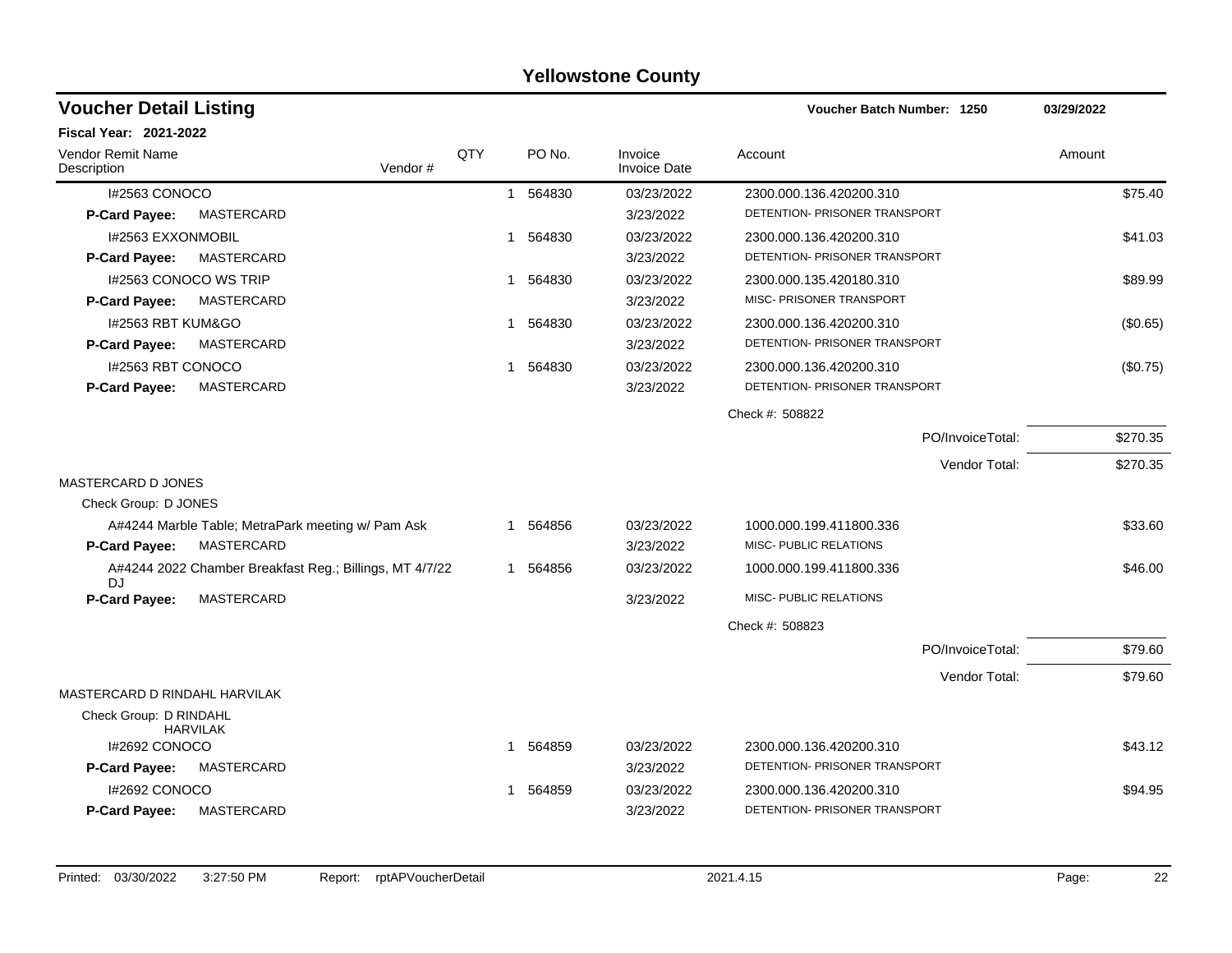# Yellowstone County

## Voucher Detail Listing

**Voucher Batch Number: 1250** — 03/29/2022

**Fiscal Year: 2021-2022**

| Vendor Remit Name / Description | Vendor # | QTY | PO No. | Invoice / Invoice Date | Account | Amount |
|---|---|---|---|---|---|---|
| I#2563 CONOCO | | 1 | 564830 | 03/23/2022 | 2300.000.136.420200.310 | $75.40 |
| **P-Card Payee:** MASTERCARD | | | | 3/23/2022 | DETENTION- PRISONER TRANSPORT | |
| I#2563 EXXONMOBIL | | 1 | 564830 | 03/23/2022 | 2300.000.136.420200.310 | $41.03 |
| **P-Card Payee:** MASTERCARD | | | | 3/23/2022 | DETENTION- PRISONER TRANSPORT | |
| I#2563 CONOCO WS TRIP | | 1 | 564830 | 03/23/2022 | 2300.000.135.420180.310 | $89.99 |
| **P-Card Payee:** MASTERCARD | | | | 3/23/2022 | MISC- PRISONER TRANSPORT | |
| I#2563 RBT KUM&GO | | 1 | 564830 | 03/23/2022 | 2300.000.136.420200.310 | ($0.65) |
| **P-Card Payee:** MASTERCARD | | | | 3/23/2022 | DETENTION- PRISONER TRANSPORT | |
| I#2563 RBT CONOCO | | 1 | 564830 | 03/23/2022 | 2300.000.136.420200.310 | ($0.75) |
| **P-Card Payee:** MASTERCARD | | | | 3/23/2022 | DETENTION- PRISONER TRANSPORT | |
| | | | | | Check #: 508822 | |
| | | | | | PO/InvoiceTotal: | $270.35 |
| | | | | | Vendor Total: | $270.35 |
| MASTERCARD D JONES | | | | | | |
| Check Group: D JONES | | | | | | |
| A#4244 Marble Table; MetraPark meeting w/ Pam Ask | | 1 | 564856 | 03/23/2022 | 1000.000.199.411800.336 | $33.60 |
| **P-Card Payee:** MASTERCARD | | | | 3/23/2022 | MISC- PUBLIC RELATIONS | |
| A#4244 2022 Chamber Breakfast Reg.; Billings, MT 4/7/22 DJ | | 1 | 564856 | 03/23/2022 | 1000.000.199.411800.336 | $46.00 |
| **P-Card Payee:** MASTERCARD | | | | 3/23/2022 | MISC- PUBLIC RELATIONS | |
| | | | | | Check #: 508823 | |
| | | | | | PO/InvoiceTotal: | $79.60 |
| | | | | | Vendor Total: | $79.60 |
| MASTERCARD D RINDAHL HARVILAK | | | | | | |
| Check Group: D RINDAHL HARVILAK | | | | | | |
| I#2692 CONOCO | | 1 | 564859 | 03/23/2022 | 2300.000.136.420200.310 | $43.12 |
| **P-Card Payee:** MASTERCARD | | | | 3/23/2022 | DETENTION- PRISONER TRANSPORT | |
| I#2692 CONOCO | | 1 | 564859 | 03/23/2022 | 2300.000.136.420200.310 | $94.95 |
| **P-Card Payee:** MASTERCARD | | | | 3/23/2022 | DETENTION- PRISONER TRANSPORT | |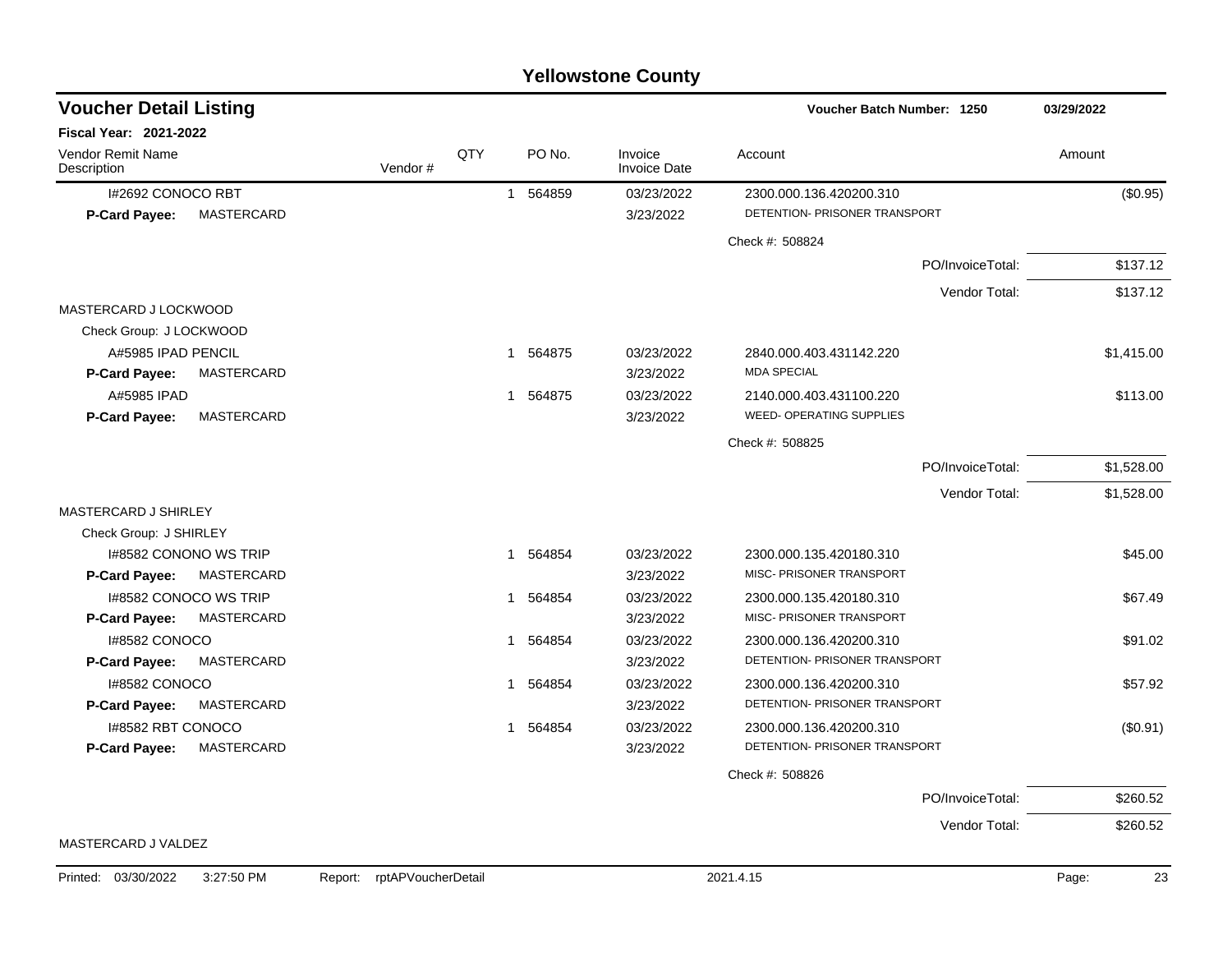# Yellowstone County

## Voucher Detail Listing

**Voucher Batch Number: 1250** 03/29/2022

**Fiscal Year: 2021-2022**

| Vendor Remit Name / Description | Vendor # | QTY | PO No. | Invoice / Invoice Date | Account | Amount |
|---|---|---|---|---|---|---|
| I#2692 CONOCO RBT | | 1 | 564859 | 03/23/2022 | 2300.000.136.420200.310 | ($0.95) |
| **P-Card Payee:** MASTERCARD | | | | 3/23/2022 | DETENTION- PRISONER TRANSPORT | |
| | | | | | Check #: 508824 | |
| | | | | | PO/InvoiceTotal: | $137.12 |
| | | | | | Vendor Total: | $137.12 |
| MASTERCARD J LOCKWOOD | | | | | | |
| Check Group: J LOCKWOOD | | | | | | |
| A#5985 IPAD PENCIL | | 1 | 564875 | 03/23/2022 | 2840.000.403.431142.220 | $1,415.00 |
| **P-Card Payee:** MASTERCARD | | | | 3/23/2022 | MDA SPECIAL | |
| A#5985 IPAD | | 1 | 564875 | 03/23/2022 | 2140.000.403.431100.220 | $113.00 |
| **P-Card Payee:** MASTERCARD | | | | 3/23/2022 | WEED- OPERATING SUPPLIES | |
| | | | | | Check #: 508825 | |
| | | | | | PO/InvoiceTotal: | $1,528.00 |
| | | | | | Vendor Total: | $1,528.00 |
| MASTERCARD J SHIRLEY | | | | | | |
| Check Group: J SHIRLEY | | | | | | |
| I#8582 CONONO WS TRIP | | 1 | 564854 | 03/23/2022 | 2300.000.135.420180.310 | $45.00 |
| **P-Card Payee:** MASTERCARD | | | | 3/23/2022 | MISC- PRISONER TRANSPORT | |
| I#8582 CONOCO WS TRIP | | 1 | 564854 | 03/23/2022 | 2300.000.135.420180.310 | $67.49 |
| **P-Card Payee:** MASTERCARD | | | | 3/23/2022 | MISC- PRISONER TRANSPORT | |
| I#8582 CONOCO | | 1 | 564854 | 03/23/2022 | 2300.000.136.420200.310 | $91.02 |
| **P-Card Payee:** MASTERCARD | | | | 3/23/2022 | DETENTION- PRISONER TRANSPORT | |
| I#8582 CONOCO | | 1 | 564854 | 03/23/2022 | 2300.000.136.420200.310 | $57.92 |
| **P-Card Payee:** MASTERCARD | | | | 3/23/2022 | DETENTION- PRISONER TRANSPORT | |
| I#8582 RBT CONOCO | | 1 | 564854 | 03/23/2022 | 2300.000.136.420200.310 | ($0.91) |
| **P-Card Payee:** MASTERCARD | | | | 3/23/2022 | DETENTION- PRISONER TRANSPORT | |
| | | | | | Check #: 508826 | |
| | | | | | PO/InvoiceTotal: | $260.52 |
| | | | | | Vendor Total: | $260.52 |
| MASTERCARD J VALDEZ | | | | | | |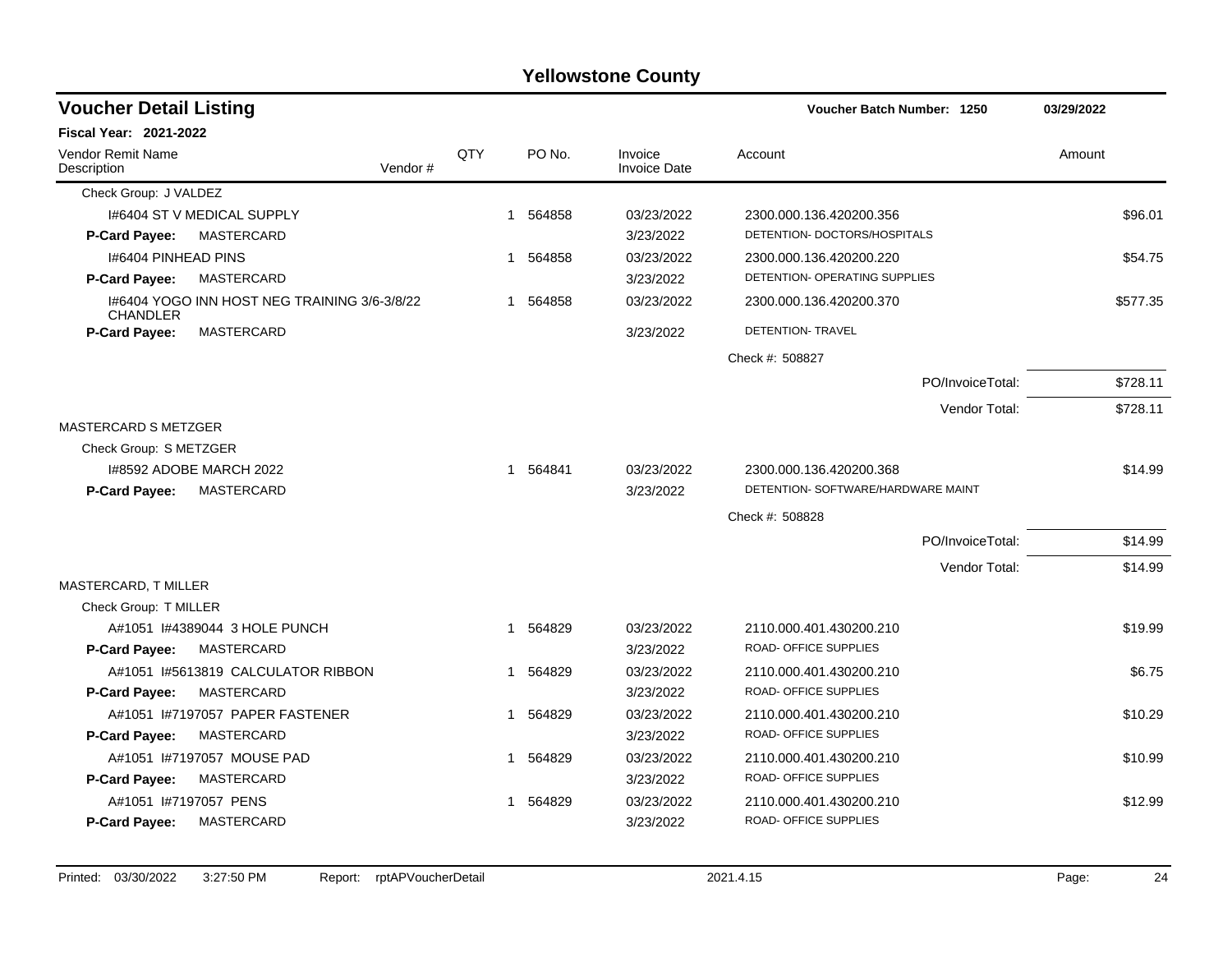# Yellowstone County

## Voucher Detail Listing

**Voucher Batch Number: 1250** 03/29/2022

**Fiscal Year: 2021-2022**

| Vendor Remit Name / Description | Vendor # | QTY | PO No. | Invoice / Invoice Date | Account | Amount |
|---|---|---|---|---|---|---|
| Check Group: J VALDEZ | | | | | | |
| I#6404 ST V MEDICAL SUPPLY | | 1 | 564858 | 03/23/2022 | 2300.000.136.420200.356 | $96.01 |
| **P-Card Payee:** MASTERCARD | | | | 3/23/2022 | DETENTION- DOCTORS/HOSPITALS | |
| I#6404 PINHEAD PINS | | 1 | 564858 | 03/23/2022 | 2300.000.136.420200.220 | $54.75 |
| **P-Card Payee:** MASTERCARD | | | | 3/23/2022 | DETENTION- OPERATING SUPPLIES | |
| I#6404 YOGO INN HOST NEG TRAINING 3/6-3/8/22 CHANDLER | | 1 | 564858 | 03/23/2022 | 2300.000.136.420200.370 | $577.35 |
| **P-Card Payee:** MASTERCARD | | | | 3/23/2022 | DETENTION- TRAVEL | |
| | | | | | Check #: 508827 | |
| | | | | | PO/InvoiceTotal: | $728.11 |
| | | | | | Vendor Total: | $728.11 |
| MASTERCARD S METZGER | | | | | | |
| Check Group: S METZGER | | | | | | |
| I#8592 ADOBE MARCH 2022 | | 1 | 564841 | 03/23/2022 | 2300.000.136.420200.368 | $14.99 |
| **P-Card Payee:** MASTERCARD | | | | 3/23/2022 | DETENTION- SOFTWARE/HARDWARE MAINT | |
| | | | | | Check #: 508828 | |
| | | | | | PO/InvoiceTotal: | $14.99 |
| | | | | | Vendor Total: | $14.99 |
| MASTERCARD, T MILLER | | | | | | |
| Check Group: T MILLER | | | | | | |
| A#1051 I#4389044 3 HOLE PUNCH | | 1 | 564829 | 03/23/2022 | 2110.000.401.430200.210 | $19.99 |
| **P-Card Payee:** MASTERCARD | | | | 3/23/2022 | ROAD- OFFICE SUPPLIES | |
| A#1051 I#5613819 CALCULATOR RIBBON | | 1 | 564829 | 03/23/2022 | 2110.000.401.430200.210 | $6.75 |
| **P-Card Payee:** MASTERCARD | | | | 3/23/2022 | ROAD- OFFICE SUPPLIES | |
| A#1051 I#7197057 PAPER FASTENER | | 1 | 564829 | 03/23/2022 | 2110.000.401.430200.210 | $10.29 |
| **P-Card Payee:** MASTERCARD | | | | 3/23/2022 | ROAD- OFFICE SUPPLIES | |
| A#1051 I#7197057 MOUSE PAD | | 1 | 564829 | 03/23/2022 | 2110.000.401.430200.210 | $10.99 |
| **P-Card Payee:** MASTERCARD | | | | 3/23/2022 | ROAD- OFFICE SUPPLIES | |
| A#1051 I#7197057 PENS | | 1 | 564829 | 03/23/2022 | 2110.000.401.430200.210 | $12.99 |
| **P-Card Payee:** MASTERCARD | | | | 3/23/2022 | ROAD- OFFICE SUPPLIES | |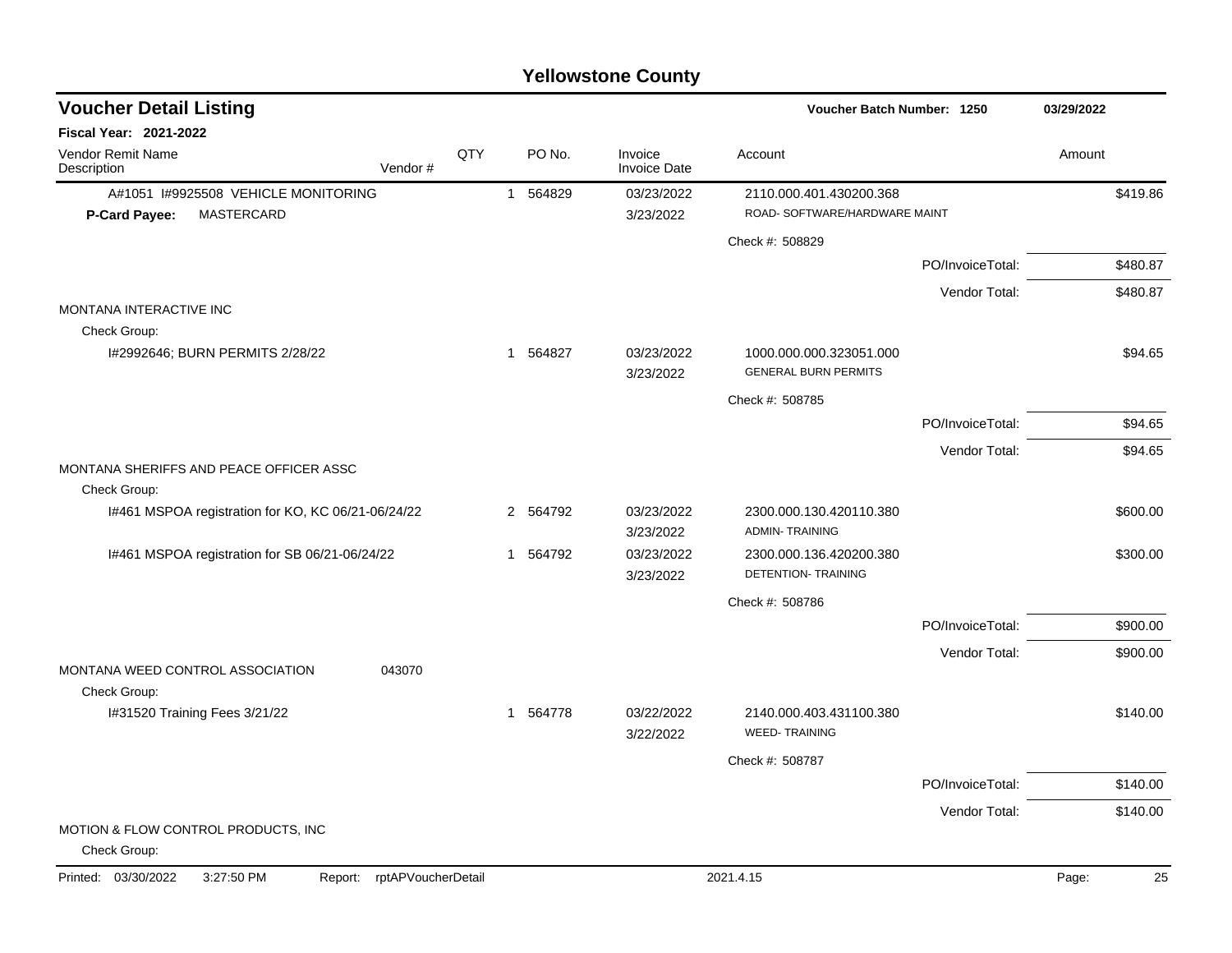## Yellowstone County

**Voucher Detail Listing** — Voucher Batch Number: 1250 — 03/29/2022

**Fiscal Year: 2021-2022**

| Vendor Remit Name / Description | Vendor # | QTY | PO No. | Invoice / Invoice Date | Account | Amount |
|---|---|---|---|---|---|---|
| A#1051 I#9925508 VEHICLE MONITORING | | 1 | 564829 | 03/23/2022<br>3/23/2022 | 2110.000.401.430200.368<br>ROAD- SOFTWARE/HARDWARE MAINT | $419.86 |
| **P-Card Payee:** MASTERCARD | | | | | | |
| | | | | | Check #: 508829 | |
| | | | | | PO/InvoiceTotal: | $480.87 |
| | | | | | Vendor Total: | $480.87 |
| MONTANA INTERACTIVE INC | | | | | | |
| Check Group: | | | | | | |
| I#2992646; BURN PERMITS 2/28/22 | | 1 | 564827 | 03/23/2022<br>3/23/2022 | 1000.000.000.323051.000<br>GENERAL BURN PERMITS | $94.65 |
| | | | | | Check #: 508785 | |
| | | | | | PO/InvoiceTotal: | $94.65 |
| | | | | | Vendor Total: | $94.65 |
| MONTANA SHERIFFS AND PEACE OFFICER ASSC | | | | | | |
| Check Group: | | | | | | |
| I#461 MSPOA registration for KO, KC 06/21-06/24/22 | | 2 | 564792 | 03/23/2022<br>3/23/2022 | 2300.000.130.420110.380<br>ADMIN- TRAINING | $600.00 |
| I#461 MSPOA registration for SB 06/21-06/24/22 | | 1 | 564792 | 03/23/2022<br>3/23/2022 | 2300.000.136.420200.380<br>DETENTION- TRAINING | $300.00 |
| | | | | | Check #: 508786 | |
| | | | | | PO/InvoiceTotal: | $900.00 |
| | | | | | Vendor Total: | $900.00 |
| MONTANA WEED CONTROL ASSOCIATION | 043070 | | | | | |
| Check Group: | | | | | | |
| I#31520 Training Fees 3/21/22 | | 1 | 564778 | 03/22/2022<br>3/22/2022 | 2140.000.403.431100.380<br>WEED- TRAINING | $140.00 |
| | | | | | Check #: 508787 | |
| | | | | | PO/InvoiceTotal: | $140.00 |
| | | | | | Vendor Total: | $140.00 |
| MOTION & FLOW CONTROL PRODUCTS, INC | | | | | | |
| Check Group: | | | | | | |

Printed: 03/30/2022 3:27:50 PM Report: rptAPVoucherDetail 2021.4.15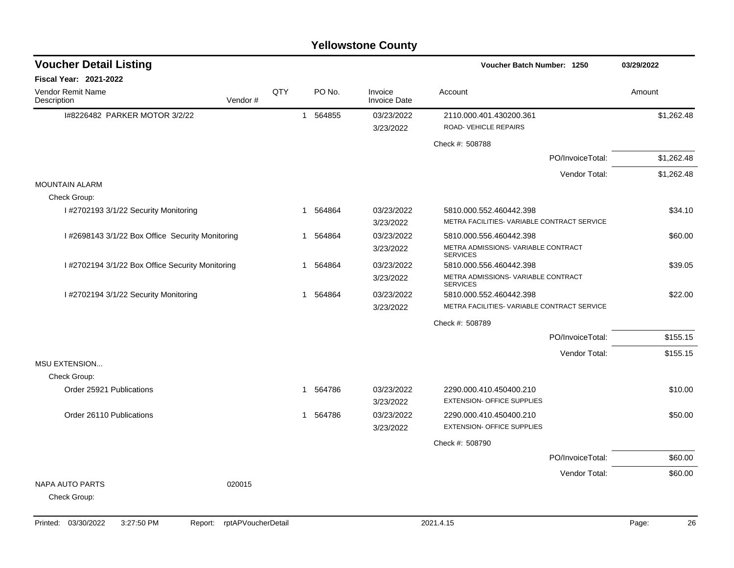# Yellowstone County

## Voucher Detail Listing

**Voucher Batch Number: 1250** 03/29/2022

**Fiscal Year: 2021-2022**

| Vendor Remit Name / Description | Vendor # | QTY | PO No. | Invoice / Invoice Date | Account | Amount |
|---|---|---|---|---|---|---|
| I#8226482 PARKER MOTOR 3/2/22 | | 1 | 564855 | 03/23/2022 / 3/23/2022 | 2110.000.401.430200.361 ROAD- VEHICLE REPAIRS | $1,262.48 |
| | | | | | Check #: 508788 | |
| | | | | | PO/InvoiceTotal: | $1,262.48 |
| | | | | | Vendor Total: | $1,262.48 |
| MOUNTAIN ALARM | | | | | | |
| Check Group: | | | | | | |
| I #2702193 3/1/22 Security Monitoring | | 1 | 564864 | 03/23/2022 / 3/23/2022 | 5810.000.552.460442.398 METRA FACILITIES- VARIABLE CONTRACT SERVICE | $34.10 |
| I #2698143 3/1/22 Box Office Security Monitoring | | 1 | 564864 | 03/23/2022 / 3/23/2022 | 5810.000.556.460442.398 METRA ADMISSIONS- VARIABLE CONTRACT SERVICES | $60.00 |
| I #2702194 3/1/22 Box Office Security Monitoring | | 1 | 564864 | 03/23/2022 / 3/23/2022 | 5810.000.556.460442.398 METRA ADMISSIONS- VARIABLE CONTRACT SERVICES | $39.05 |
| I #2702194 3/1/22 Security Monitoring | | 1 | 564864 | 03/23/2022 / 3/23/2022 | 5810.000.552.460442.398 METRA FACILITIES- VARIABLE CONTRACT SERVICE | $22.00 |
| | | | | | Check #: 508789 | |
| | | | | | PO/InvoiceTotal: | $155.15 |
| | | | | | Vendor Total: | $155.15 |
| MSU EXTENSION... | | | | | | |
| Check Group: | | | | | | |
| Order 25921 Publications | | 1 | 564786 | 03/23/2022 / 3/23/2022 | 2290.000.410.450400.210 EXTENSION- OFFICE SUPPLIES | $10.00 |
| Order 26110 Publications | | 1 | 564786 | 03/23/2022 / 3/23/2022 | 2290.000.410.450400.210 EXTENSION- OFFICE SUPPLIES | $50.00 |
| | | | | | Check #: 508790 | |
| | | | | | PO/InvoiceTotal: | $60.00 |
| | | | | | Vendor Total: | $60.00 |
| NAPA AUTO PARTS | 020015 | | | | | |
| Check Group: | | | | | | |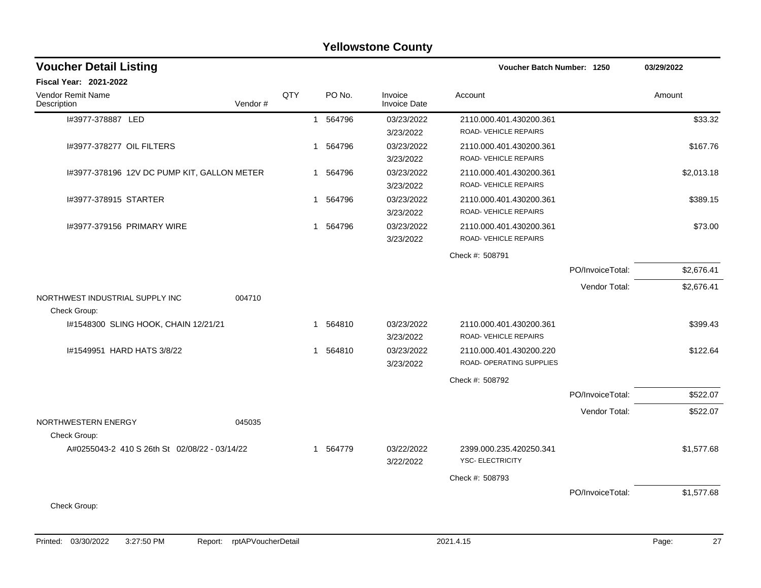# Yellowstone County

## Voucher Detail Listing

**Voucher Batch Number: 1250** — 03/29/2022

**Fiscal Year: 2021-2022**

| Vendor Remit Name / Description | Vendor # | QTY | PO No. | Invoice / Invoice Date | Account | | Amount |
|---|---|---|---|---|---|---|---|
| I#3977-378887 LED | | 1 | 564796 | 03/23/2022<br>3/23/2022 | 2110.000.401.430200.361<br>ROAD- VEHICLE REPAIRS | | $33.32 |
| I#3977-378277 OIL FILTERS | | 1 | 564796 | 03/23/2022<br>3/23/2022 | 2110.000.401.430200.361<br>ROAD- VEHICLE REPAIRS | | $167.76 |
| I#3977-378196 12V DC PUMP KIT, GALLON METER | | 1 | 564796 | 03/23/2022<br>3/23/2022 | 2110.000.401.430200.361<br>ROAD- VEHICLE REPAIRS | | $2,013.18 |
| I#3977-378915 STARTER | | 1 | 564796 | 03/23/2022<br>3/23/2022 | 2110.000.401.430200.361<br>ROAD- VEHICLE REPAIRS | | $389.15 |
| I#3977-379156 PRIMARY WIRE | | 1 | 564796 | 03/23/2022<br>3/23/2022 | 2110.000.401.430200.361<br>ROAD- VEHICLE REPAIRS | | $73.00 |
| | | | | | Check #: 508791 | | |
| | | | | | | PO/InvoiceTotal: | $2,676.41 |
| | | | | | | Vendor Total: | $2,676.41 |
| NORTHWEST INDUSTRIAL SUPPLY INC | 004710 | | | | | | |
| Check Group: | | | | | | | |
| I#1548300 SLING HOOK, CHAIN 12/21/21 | | 1 | 564810 | 03/23/2022<br>3/23/2022 | 2110.000.401.430200.361<br>ROAD- VEHICLE REPAIRS | | $399.43 |
| I#1549951 HARD HATS 3/8/22 | | 1 | 564810 | 03/23/2022<br>3/23/2022 | 2110.000.401.430200.220<br>ROAD- OPERATING SUPPLIES | | $122.64 |
| | | | | | Check #: 508792 | | |
| | | | | | | PO/InvoiceTotal: | $522.07 |
| | | | | | | Vendor Total: | $522.07 |
| NORTHWESTERN ENERGY | 045035 | | | | | | |
| Check Group: | | | | | | | |
| A#0255043-2 410 S 26th St 02/08/22 - 03/14/22 | | 1 | 564779 | 03/22/2022<br>3/22/2022 | 2399.000.235.420250.341<br>YSC- ELECTRICITY | | $1,577.68 |
| | | | | | Check #: 508793 | | |
| | | | | | | PO/InvoiceTotal: | $1,577.68 |
| Check Group: | | | | | | | |

Printed: 03/30/2022 3:27:50 PM Report: rptAPVoucherDetail 2021.4.15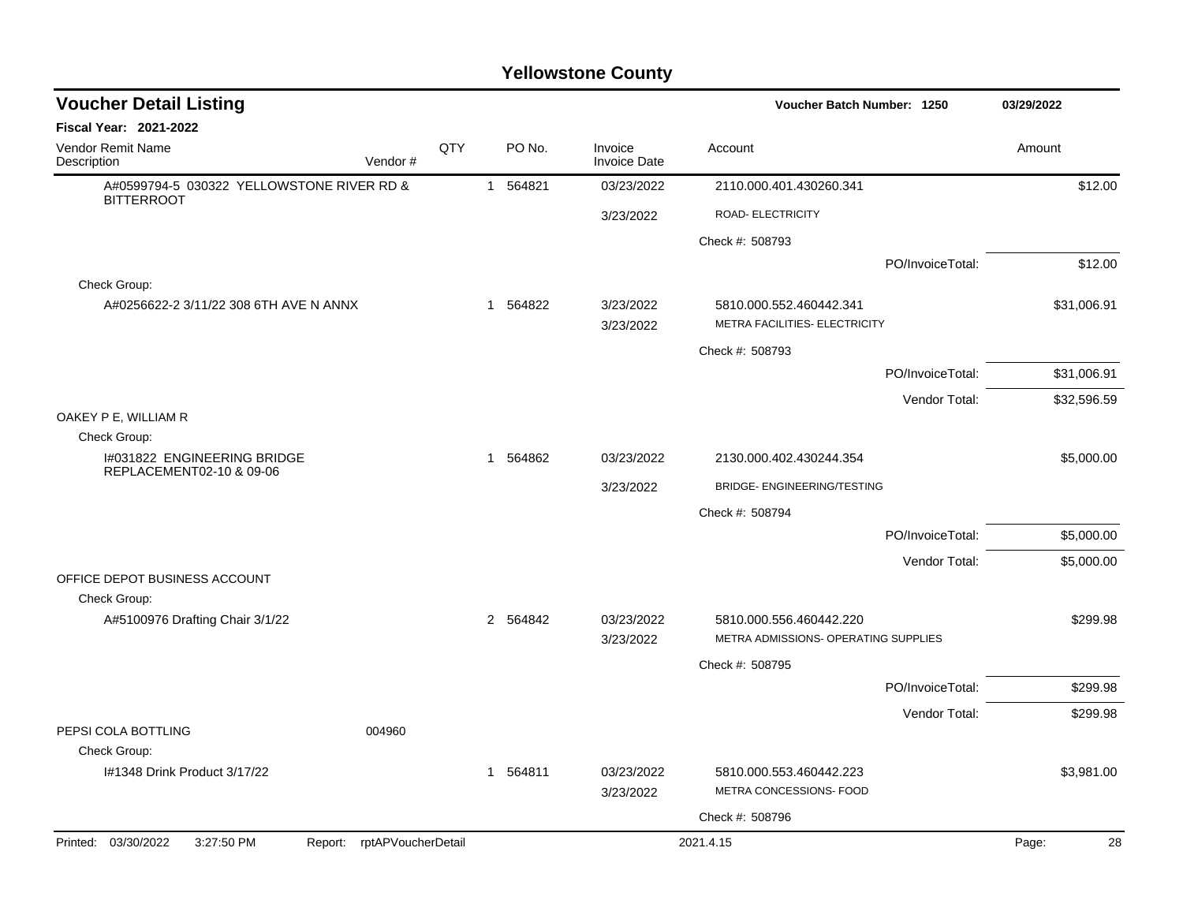# Yellowstone County

## Voucher Detail Listing

**Voucher Batch Number: 1250** — 03/29/2022

**Fiscal Year: 2021-2022**

| Vendor Remit Name / Description | Vendor # | QTY | PO No. | Invoice / Invoice Date | Account | Amount |
|---|---|---|---|---|---|---|
| A#0599794-5 030322 YELLOWSTONE RIVER RD & BITTERROOT | | 1 | 564821 | 03/23/2022 | 2110.000.401.430260.341 | $12.00 |
| | | | | 3/23/2022 | ROAD- ELECTRICITY | |
| | | | | | Check #: 508793 | |
| | | | | | PO/InvoiceTotal: | $12.00 |
| Check Group: | | | | | | |
| A#0256622-2 3/11/22 308 6TH AVE N ANNX | | 1 | 564822 | 3/23/2022 | 5810.000.552.460442.341 | $31,006.91 |
| | | | | 3/23/2022 | METRA FACILITIES- ELECTRICITY | |
| | | | | | Check #: 508793 | |
| | | | | | PO/InvoiceTotal: | $31,006.91 |
| | | | | | Vendor Total: | $32,596.59 |
| OAKEY P E, WILLIAM R | | | | | | |
| Check Group: | | | | | | |
| I#031822 ENGINEERING BRIDGE REPLACEMENT02-10 & 09-06 | | 1 | 564862 | 03/23/2022 | 2130.000.402.430244.354 | $5,000.00 |
| | | | | 3/23/2022 | BRIDGE- ENGINEERING/TESTING | |
| | | | | | Check #: 508794 | |
| | | | | | PO/InvoiceTotal: | $5,000.00 |
| | | | | | Vendor Total: | $5,000.00 |
| OFFICE DEPOT BUSINESS ACCOUNT | | | | | | |
| Check Group: | | | | | | |
| A#5100976 Drafting Chair 3/1/22 | | 2 | 564842 | 03/23/2022 | 5810.000.556.460442.220 | $299.98 |
| | | | | 3/23/2022 | METRA ADMISSIONS- OPERATING SUPPLIES | |
| | | | | | Check #: 508795 | |
| | | | | | PO/InvoiceTotal: | $299.98 |
| | | | | | Vendor Total: | $299.98 |
| PEPSI COLA BOTTLING | 004960 | | | | | |
| Check Group: | | | | | | |
| I#1348 Drink Product 3/17/22 | | 1 | 564811 | 03/23/2022 | 5810.000.553.460442.223 | $3,981.00 |
| | | | | 3/23/2022 | METRA CONCESSIONS- FOOD | |
| | | | | | Check #: 508796 | |

Printed: 03/30/2022 3:27:50 PM Report: rptAPVoucherDetail 2021.4.15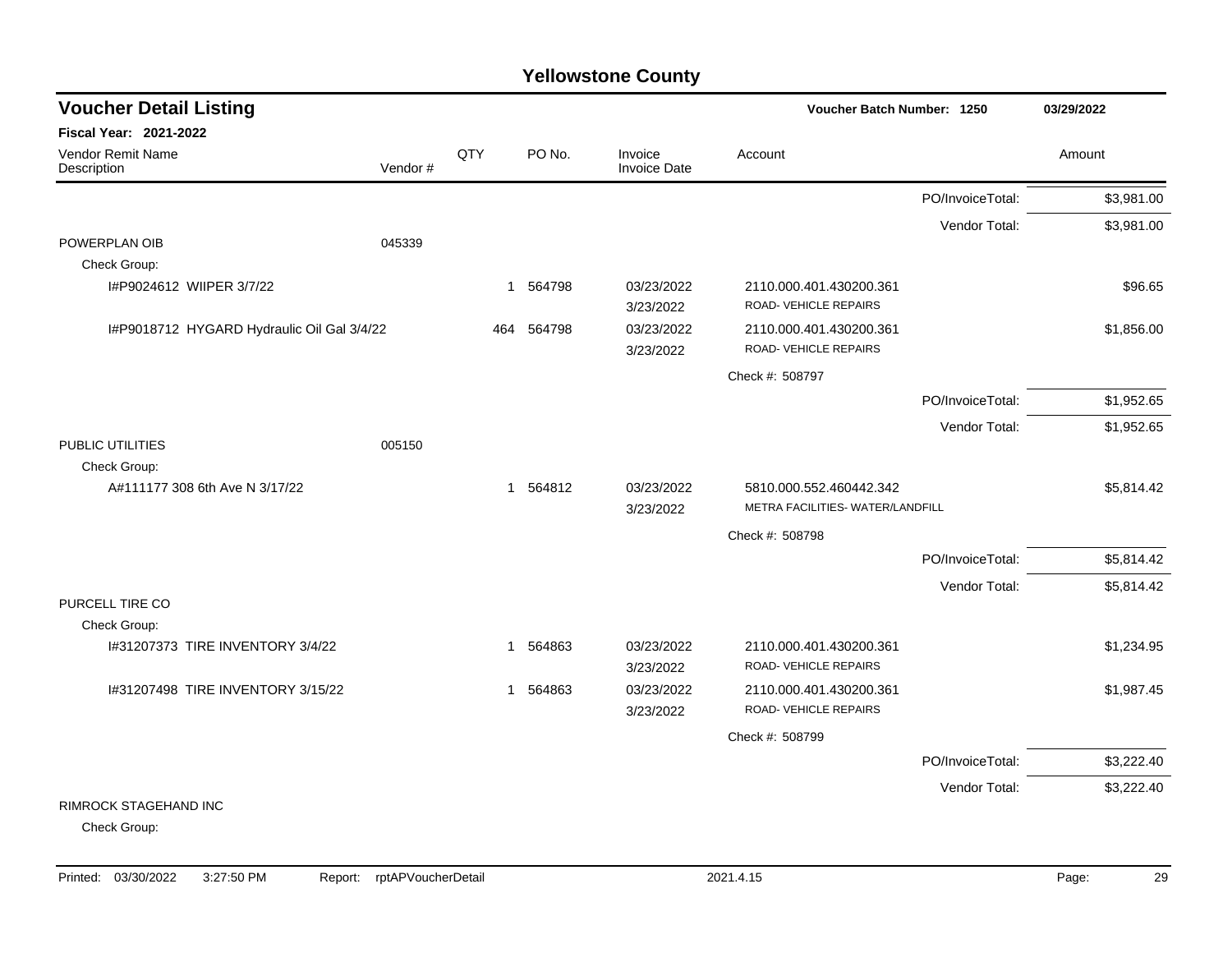# Yellowstone County

## Voucher Detail Listing

**Voucher Batch Number: 1250** — 03/29/2022

**Fiscal Year: 2021-2022**

| Vendor Remit Name / Description | Vendor # | QTY | PO No. | Invoice / Invoice Date | Account | Amount |
|---|---|---|---|---|---|---|
| | | | | | PO/InvoiceTotal: | $3,981.00 |
| | | | | | Vendor Total: | $3,981.00 |
| POWERPLAN OIB | 045339 | | | | | |
| Check Group: | | | | | | |
| I#P9024612 WIIPER 3/7/22 | | 1 | 564798 | 03/23/2022 3/23/2022 | 2110.000.401.430200.361 ROAD- VEHICLE REPAIRS | $96.65 |
| I#P9018712 HYGARD Hydraulic Oil Gal 3/4/22 | | 464 | 564798 | 03/23/2022 3/23/2022 | 2110.000.401.430200.361 ROAD- VEHICLE REPAIRS | $1,856.00 |
| | | | | | Check #: 508797 | |
| | | | | | PO/InvoiceTotal: | $1,952.65 |
| | | | | | Vendor Total: | $1,952.65 |
| PUBLIC UTILITIES | 005150 | | | | | |
| Check Group: | | | | | | |
| A#111177 308 6th Ave N 3/17/22 | | 1 | 564812 | 03/23/2022 3/23/2022 | 5810.000.552.460442.342 METRA FACILITIES- WATER/LANDFILL | $5,814.42 |
| | | | | | Check #: 508798 | |
| | | | | | PO/InvoiceTotal: | $5,814.42 |
| | | | | | Vendor Total: | $5,814.42 |
| PURCELL TIRE CO | | | | | | |
| Check Group: | | | | | | |
| I#31207373 TIRE INVENTORY 3/4/22 | | 1 | 564863 | 03/23/2022 3/23/2022 | 2110.000.401.430200.361 ROAD- VEHICLE REPAIRS | $1,234.95 |
| I#31207498 TIRE INVENTORY 3/15/22 | | 1 | 564863 | 03/23/2022 3/23/2022 | 2110.000.401.430200.361 ROAD- VEHICLE REPAIRS | $1,987.45 |
| | | | | | Check #: 508799 | |
| | | | | | PO/InvoiceTotal: | $3,222.40 |
| | | | | | Vendor Total: | $3,222.40 |
| RIMROCK STAGEHAND INC | | | | | | |
| Check Group: | | | | | | |

Printed: 03/30/2022 3:27:50 PM Report: rptAPVoucherDetail 2021.4.15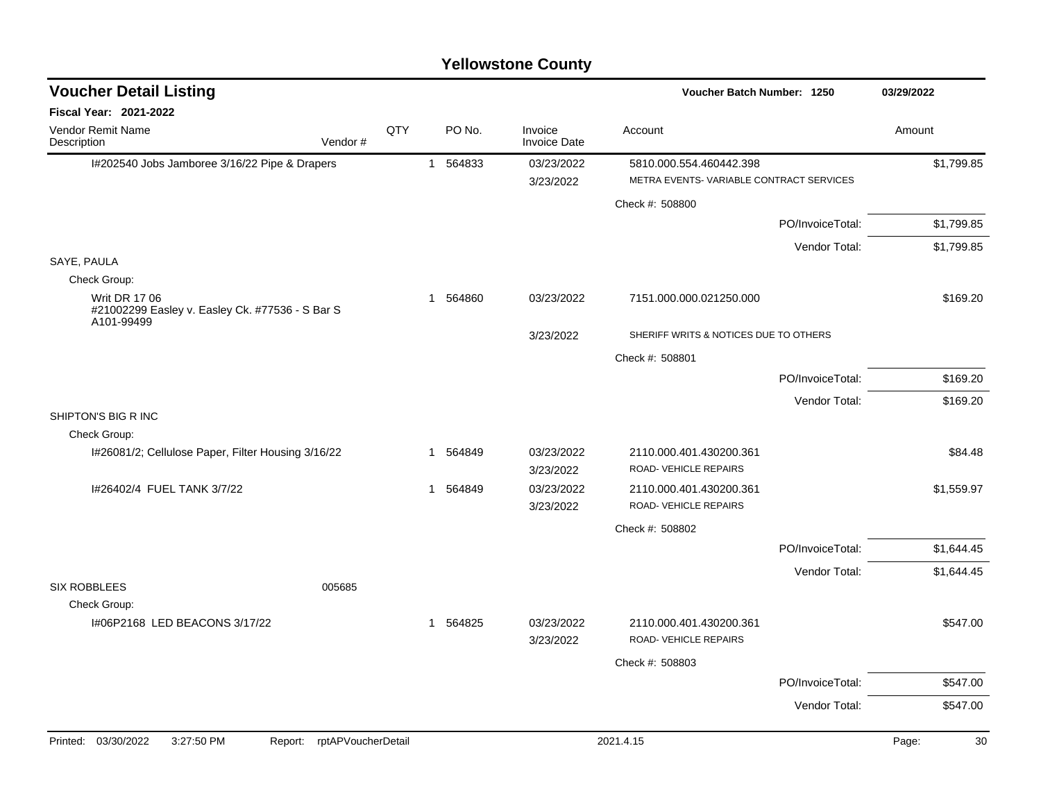# Yellowstone County

## Voucher Detail Listing

Voucher Batch Number: 1250 — 03/29/2022

**Fiscal Year: 2021-2022**

| Vendor Remit Name / Description | Vendor # | QTY | PO No. | Invoice / Invoice Date | Account | Amount |
|---|---|---|---|---|---|---|
| I#202540 Jobs Jamboree 3/16/22 Pipe & Drapers | | 1 | 564833 | 03/23/2022 / 3/23/2022 | 5810.000.554.460442.398 METRA EVENTS- VARIABLE CONTRACT SERVICES | $1,799.85 |
| | | | | | Check #: 508800 | |
| | | | | | PO/InvoiceTotal: | $1,799.85 |
| | | | | | Vendor Total: | $1,799.85 |
| SAYE, PAULA | | | | | | |
| Check Group: | | | | | | |
| Writ DR 17 06 #21002299 Easley v. Easley Ck. #77536 - S Bar S A101-99499 | | 1 | 564860 | 03/23/2022 / 3/23/2022 | 7151.000.000.021250.000 SHERIFF WRITS & NOTICES DUE TO OTHERS | $169.20 |
| | | | | | Check #: 508801 | |
| | | | | | PO/InvoiceTotal: | $169.20 |
| | | | | | Vendor Total: | $169.20 |
| SHIPTON'S BIG R INC | | | | | | |
| Check Group: | | | | | | |
| I#26081/2; Cellulose Paper, Filter Housing 3/16/22 | | 1 | 564849 | 03/23/2022 / 3/23/2022 | 2110.000.401.430200.361 ROAD- VEHICLE REPAIRS | $84.48 |
| I#26402/4 FUEL TANK 3/7/22 | | 1 | 564849 | 03/23/2022 / 3/23/2022 | 2110.000.401.430200.361 ROAD- VEHICLE REPAIRS | $1,559.97 |
| | | | | | Check #: 508802 | |
| | | | | | PO/InvoiceTotal: | $1,644.45 |
| | | | | | Vendor Total: | $1,644.45 |
| SIX ROBBLEES | 005685 | | | | | |
| Check Group: | | | | | | |
| I#06P2168 LED BEACONS 3/17/22 | | 1 | 564825 | 03/23/2022 / 3/23/2022 | 2110.000.401.430200.361 ROAD- VEHICLE REPAIRS | $547.00 |
| | | | | | Check #: 508803 | |
| | | | | | PO/InvoiceTotal: | $547.00 |
| | | | | | Vendor Total: | $547.00 |

Printed: 03/30/2022 3:27:50 PM Report: rptAPVoucherDetail 2021.4.15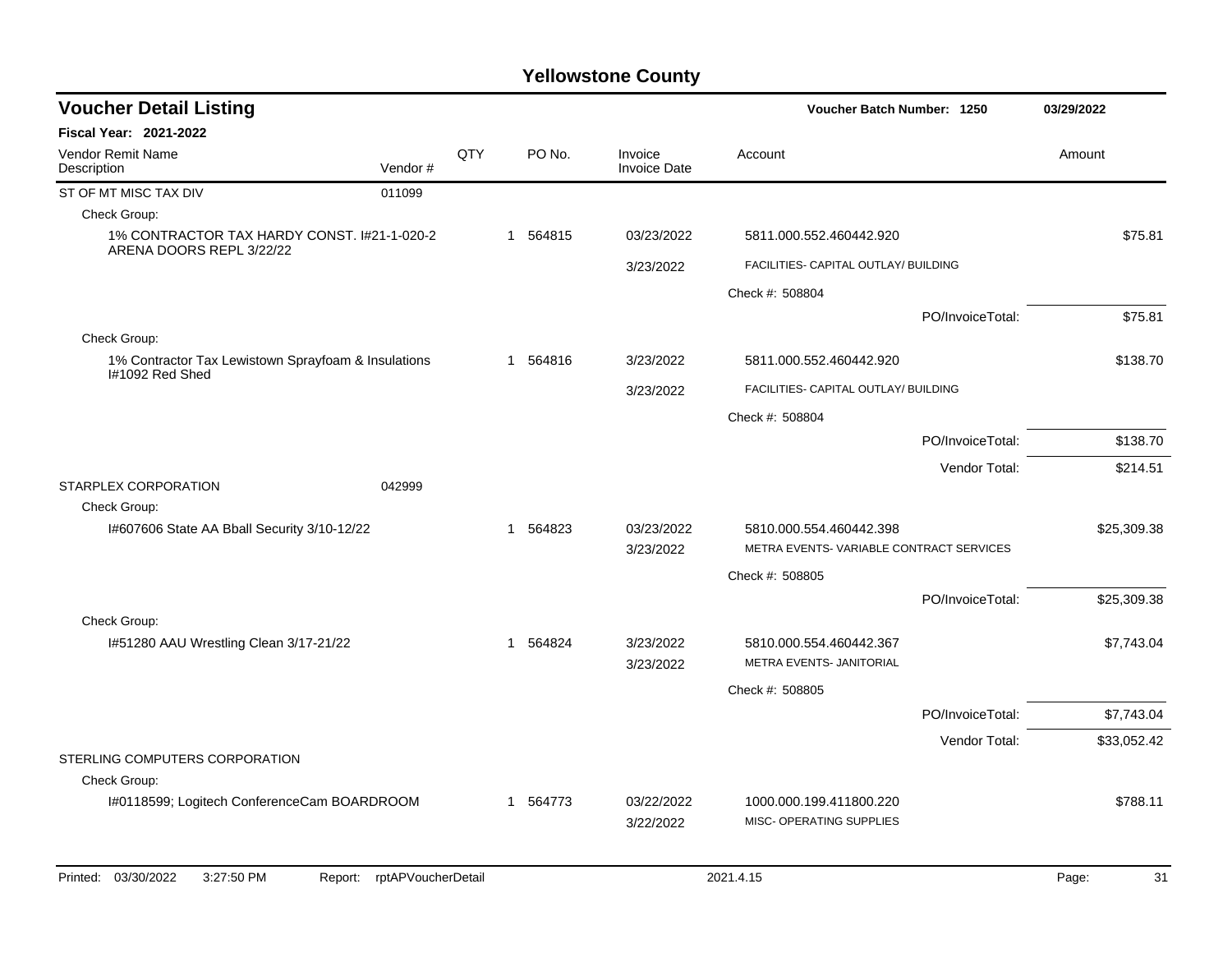# Yellowstone County

## Voucher Detail Listing

**Voucher Batch Number: 1250** — 03/29/2022

**Fiscal Year: 2021-2022**

| Vendor Remit Name / Description | Vendor # | QTY | PO No. | Invoice / Invoice Date | Account | Amount |
|---|---|---|---|---|---|---|
| ST OF MT MISC TAX DIV | 011099 | | | | | |
| Check Group: | | | | | | |
| 1% CONTRACTOR TAX HARDY CONST. I#21-1-020-2 ARENA DOORS REPL 3/22/22 | | 1 | 564815 | 03/23/2022 | 5811.000.552.460442.920 | $75.81 |
| | | | | 3/23/2022 | FACILITIES- CAPITAL OUTLAY/ BUILDING | |
| | | | | | Check #: 508804 | |
| | | | | | PO/InvoiceTotal: | $75.81 |
| Check Group: | | | | | | |
| 1% Contractor Tax Lewistown Sprayfoam & Insulations I#1092 Red Shed | | 1 | 564816 | 3/23/2022 | 5811.000.552.460442.920 | $138.70 |
| | | | | 3/23/2022 | FACILITIES- CAPITAL OUTLAY/ BUILDING | |
| | | | | | Check #: 508804 | |
| | | | | | PO/InvoiceTotal: | $138.70 |
| | | | | | Vendor Total: | $214.51 |
| STARPLEX CORPORATION | 042999 | | | | | |
| Check Group: | | | | | | |
| I#607606 State AA Bball Security 3/10-12/22 | | 1 | 564823 | 03/23/2022 | 5810.000.554.460442.398 | $25,309.38 |
| | | | | 3/23/2022 | METRA EVENTS- VARIABLE CONTRACT SERVICES | |
| | | | | | Check #: 508805 | |
| | | | | | PO/InvoiceTotal: | $25,309.38 |
| Check Group: | | | | | | |
| I#51280 AAU Wrestling Clean 3/17-21/22 | | 1 | 564824 | 3/23/2022 | 5810.000.554.460442.367 | $7,743.04 |
| | | | | 3/23/2022 | METRA EVENTS- JANITORIAL | |
| | | | | | Check #: 508805 | |
| | | | | | PO/InvoiceTotal: | $7,743.04 |
| | | | | | Vendor Total: | $33,052.42 |
| STERLING COMPUTERS CORPORATION | | | | | | |
| Check Group: | | | | | | |
| I#0118599; Logitech ConferenceCam BOARDROOM | | 1 | 564773 | 03/22/2022 | 1000.000.199.411800.220 | $788.11 |
| | | | | 3/22/2022 | MISC- OPERATING SUPPLIES | |

Printed: 03/30/2022 3:27:50 PM Report: rptAPVoucherDetail 2021.4.15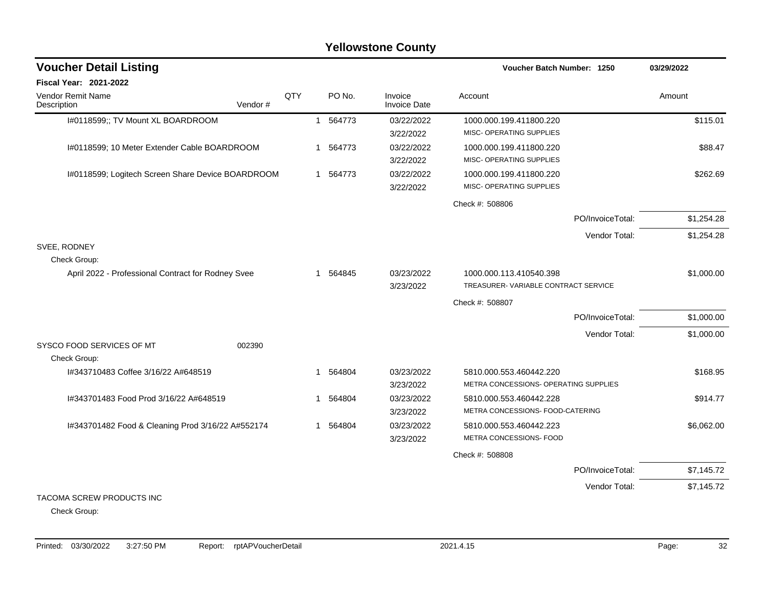# Yellowstone County

## Voucher Detail Listing

**Voucher Batch Number: 1250** — 03/29/2022

**Fiscal Year: 2021-2022**

| Vendor Remit Name / Description | Vendor # | QTY | PO No. | Invoice / Invoice Date | Account | Amount |
|---|---|---|---|---|---|---|
| I#0118599;; TV Mount XL BOARDROOM | | 1 | 564773 | 03/22/2022<br>3/22/2022 | 1000.000.199.411800.220<br>MISC- OPERATING SUPPLIES | $115.01 |
| I#0118599; 10 Meter Extender Cable BOARDROOM | | 1 | 564773 | 03/22/2022<br>3/22/2022 | 1000.000.199.411800.220<br>MISC- OPERATING SUPPLIES | $88.47 |
| I#0118599; Logitech Screen Share Device BOARDROOM | | 1 | 564773 | 03/22/2022<br>3/22/2022 | 1000.000.199.411800.220<br>MISC- OPERATING SUPPLIES | $262.69 |
| | | | | | Check #: 508806 | |
| | | | | | PO/InvoiceTotal: | $1,254.28 |
| | | | | | Vendor Total: | $1,254.28 |
| SVEE, RODNEY | | | | | | |
| Check Group: | | | | | | |
| April 2022 - Professional Contract for Rodney Svee | | 1 | 564845 | 03/23/2022<br>3/23/2022 | 1000.000.113.410540.398<br>TREASURER- VARIABLE CONTRACT SERVICE | $1,000.00 |
| | | | | | Check #: 508807 | |
| | | | | | PO/InvoiceTotal: | $1,000.00 |
| | | | | | Vendor Total: | $1,000.00 |
| SYSCO FOOD SERVICES OF MT | 002390 | | | | | |
| Check Group: | | | | | | |
| I#343710483 Coffee 3/16/22 A#648519 | | 1 | 564804 | 03/23/2022<br>3/23/2022 | 5810.000.553.460442.220<br>METRA CONCESSIONS- OPERATING SUPPLIES | $168.95 |
| I#343701483 Food Prod 3/16/22 A#648519 | | 1 | 564804 | 03/23/2022<br>3/23/2022 | 5810.000.553.460442.228<br>METRA CONCESSIONS- FOOD-CATERING | $914.77 |
| I#343701482 Food & Cleaning Prod 3/16/22 A#552174 | | 1 | 564804 | 03/23/2022<br>3/23/2022 | 5810.000.553.460442.223<br>METRA CONCESSIONS- FOOD | $6,062.00 |
| | | | | | Check #: 508808 | |
| | | | | | PO/InvoiceTotal: | $7,145.72 |
| | | | | | Vendor Total: | $7,145.72 |
| TACOMA SCREW PRODUCTS INC | | | | | | |
| Check Group: | | | | | | |

Printed: 03/30/2022 3:27:50 PM Report: rptAPVoucherDetail 2021.4.15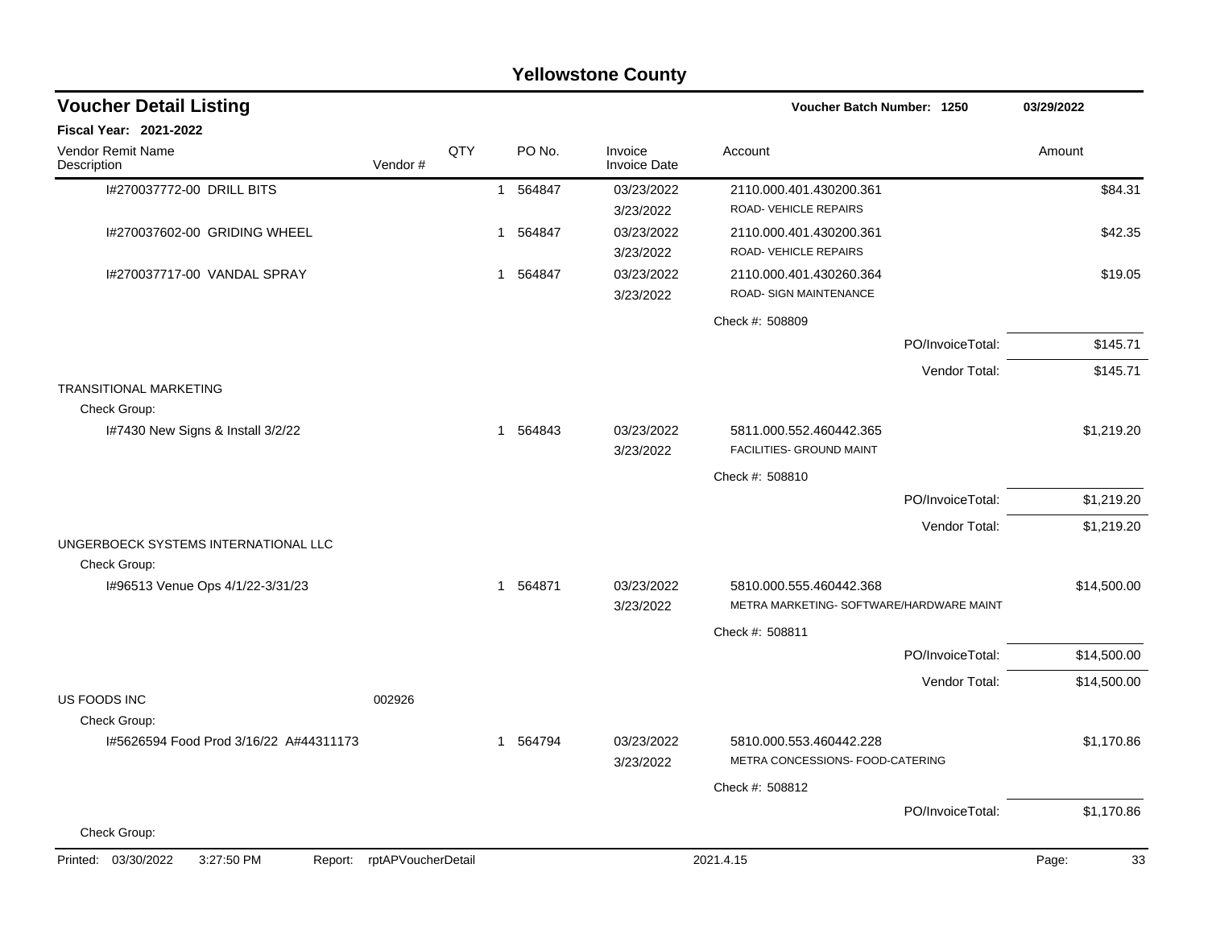# Yellowstone County

## Voucher Detail Listing

**Voucher Batch Number: 1250** — 03/29/2022

**Fiscal Year: 2021-2022**

| Vendor Remit Name / Description | Vendor # | QTY | PO No. | Invoice / Invoice Date | Account | Amount |
|---|---|---|---|---|---|---|
| I#270037772-00 DRILL BITS | | 1 | 564847 | 03/23/2022 / 3/23/2022 | 2110.000.401.430200.361 ROAD- VEHICLE REPAIRS | $84.31 |
| I#270037602-00 GRIDING WHEEL | | 1 | 564847 | 03/23/2022 / 3/23/2022 | 2110.000.401.430200.361 ROAD- VEHICLE REPAIRS | $42.35 |
| I#270037717-00 VANDAL SPRAY | | 1 | 564847 | 03/23/2022 / 3/23/2022 | 2110.000.401.430260.364 ROAD- SIGN MAINTENANCE | $19.05 |
| | | | | | Check #: 508809 | |
| | | | | | PO/InvoiceTotal: | $145.71 |
| | | | | | Vendor Total: | $145.71 |
| TRANSITIONAL MARKETING | | | | | | |
| Check Group: | | | | | | |
| I#7430 New Signs & Install 3/2/22 | | 1 | 564843 | 03/23/2022 / 3/23/2022 | 5811.000.552.460442.365 FACILITIES- GROUND MAINT | $1,219.20 |
| | | | | | Check #: 508810 | |
| | | | | | PO/InvoiceTotal: | $1,219.20 |
| | | | | | Vendor Total: | $1,219.20 |
| UNGERBOECK SYSTEMS INTERNATIONAL LLC | | | | | | |
| Check Group: | | | | | | |
| I#96513 Venue Ops 4/1/22-3/31/23 | | 1 | 564871 | 03/23/2022 / 3/23/2022 | 5810.000.555.460442.368 METRA MARKETING- SOFTWARE/HARDWARE MAINT | $14,500.00 |
| | | | | | Check #: 508811 | |
| | | | | | PO/InvoiceTotal: | $14,500.00 |
| | | | | | Vendor Total: | $14,500.00 |
| US FOODS INC | 002926 | | | | | |
| Check Group: | | | | | | |
| I#5626594 Food Prod 3/16/22 A#44311173 | | 1 | 564794 | 03/23/2022 / 3/23/2022 | 5810.000.553.460442.228 METRA CONCESSIONS- FOOD-CATERING | $1,170.86 |
| | | | | | Check #: 508812 | |
| | | | | | PO/InvoiceTotal: | $1,170.86 |
| Check Group: | | | | | | |

Printed: 03/30/2022 3:27:50 PM Report: rptAPVoucherDetail 2021.4.15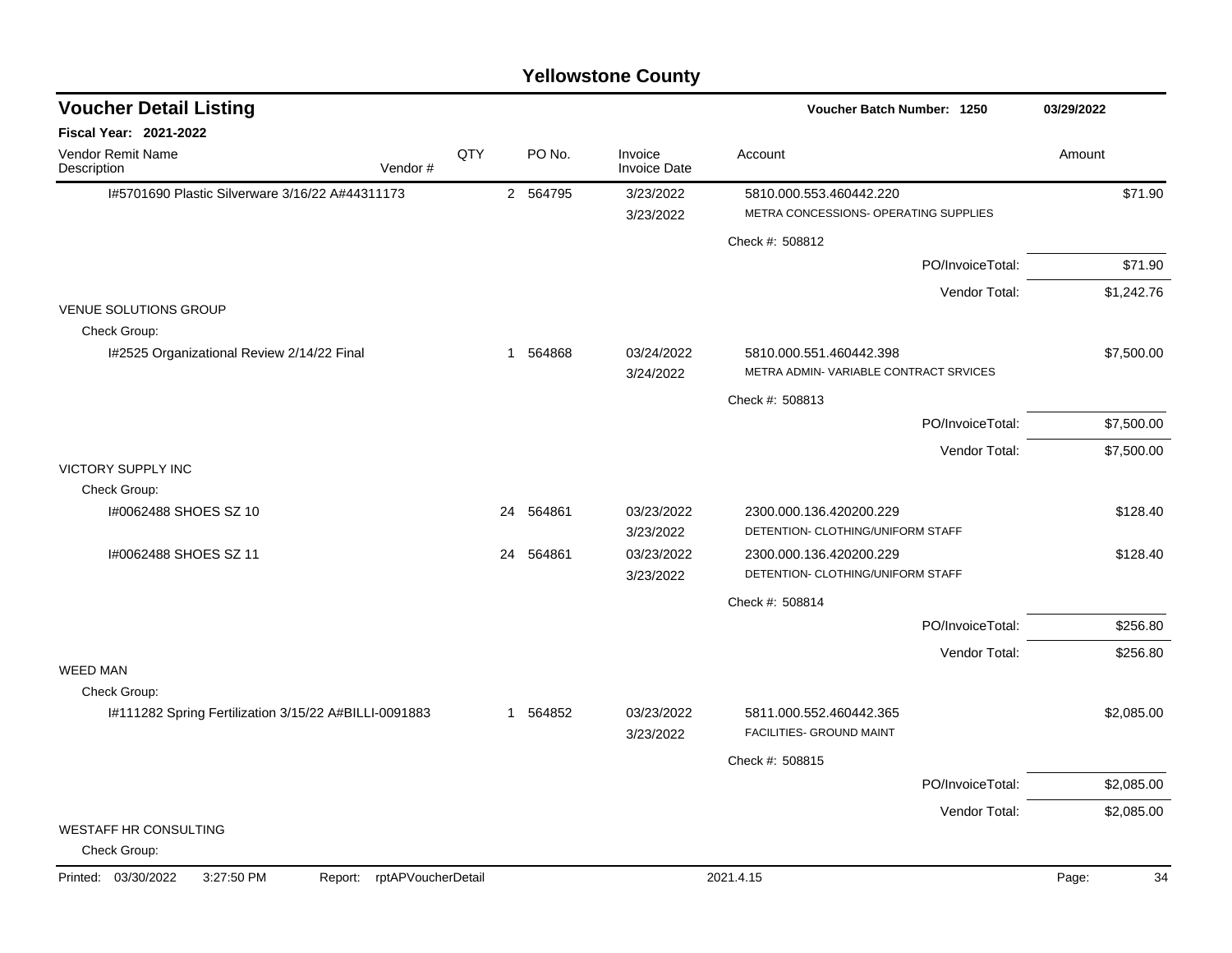# Yellowstone County

## Voucher Detail Listing

**Voucher Batch Number: 1250** 03/29/2022

**Fiscal Year: 2021-2022**

| Vendor Remit Name / Description | Vendor # | QTY | PO No. | Invoice / Invoice Date | Account | Amount |
|---|---|---|---|---|---|---|
| I#5701690 Plastic Silverware 3/16/22 A#44311173 | | 2 | 564795 | 3/23/2022 / 3/23/2022 | 5810.000.553.460442.220 METRA CONCESSIONS- OPERATING SUPPLIES | $71.90 |
| | | | | | Check #: 508812 | |
| | | | | | PO/InvoiceTotal: | $71.90 |
| | | | | | Vendor Total: | $1,242.76 |
| VENUE SOLUTIONS GROUP | | | | | | |
| Check Group: | | | | | | |
| I#2525 Organizational Review 2/14/22 Final | | 1 | 564868 | 03/24/2022 / 3/24/2022 | 5810.000.551.460442.398 METRA ADMIN- VARIABLE CONTRACT SRVICES | $7,500.00 |
| | | | | | Check #: 508813 | |
| | | | | | PO/InvoiceTotal: | $7,500.00 |
| | | | | | Vendor Total: | $7,500.00 |
| VICTORY SUPPLY INC | | | | | | |
| Check Group: | | | | | | |
| I#0062488 SHOES SZ 10 | | 24 | 564861 | 03/23/2022 / 3/23/2022 | 2300.000.136.420200.229 DETENTION- CLOTHING/UNIFORM STAFF | $128.40 |
| I#0062488 SHOES SZ 11 | | 24 | 564861 | 03/23/2022 / 3/23/2022 | 2300.000.136.420200.229 DETENTION- CLOTHING/UNIFORM STAFF | $128.40 |
| | | | | | Check #: 508814 | |
| | | | | | PO/InvoiceTotal: | $256.80 |
| | | | | | Vendor Total: | $256.80 |
| WEED MAN | | | | | | |
| Check Group: | | | | | | |
| I#111282 Spring Fertilization 3/15/22 A#BILLI-0091883 | | 1 | 564852 | 03/23/2022 / 3/23/2022 | 5811.000.552.460442.365 FACILITIES- GROUND MAINT | $2,085.00 |
| | | | | | Check #: 508815 | |
| | | | | | PO/InvoiceTotal: | $2,085.00 |
| | | | | | Vendor Total: | $2,085.00 |
| WESTAFF HR CONSULTING | | | | | | |
| Check Group: | | | | | | |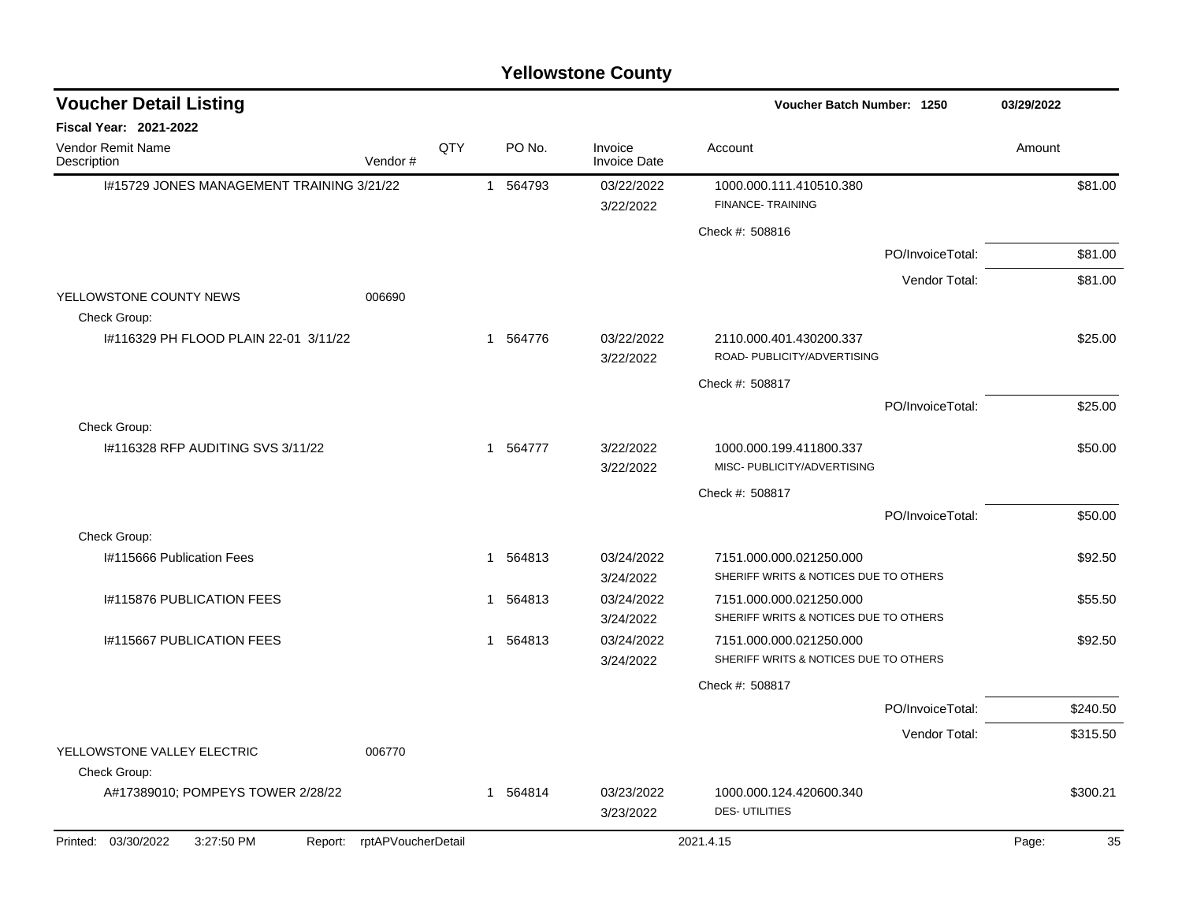# Yellowstone County

## Voucher Detail Listing

**Voucher Batch Number: 1250** 03/29/2022

**Fiscal Year: 2021-2022**

| Vendor Remit Name / Description | Vendor # | QTY | PO No. | Invoice / Invoice Date | Account | Amount |
|---|---|---|---|---|---|---|
| I#15729 JONES MANAGEMENT TRAINING 3/21/22 | | 1 | 564793 | 03/22/2022 3/22/2022 | 1000.000.111.410510.380 FINANCE- TRAINING | $81.00 |
| | | | | | Check #: 508816 | |
| | | | | | PO/InvoiceTotal: | $81.00 |
| | | | | | Vendor Total: | $81.00 |
| YELLOWSTONE COUNTY NEWS | 006690 | | | | | |
| Check Group: | | | | | | |
| I#116329 PH FLOOD PLAIN 22-01 3/11/22 | | 1 | 564776 | 03/22/2022 3/22/2022 | 2110.000.401.430200.337 ROAD- PUBLICITY/ADVERTISING | $25.00 |
| | | | | | Check #: 508817 | |
| | | | | | PO/InvoiceTotal: | $25.00 |
| Check Group: | | | | | | |
| I#116328 RFP AUDITING SVS 3/11/22 | | 1 | 564777 | 3/22/2022 3/22/2022 | 1000.000.199.411800.337 MISC- PUBLICITY/ADVERTISING | $50.00 |
| | | | | | Check #: 508817 | |
| | | | | | PO/InvoiceTotal: | $50.00 |
| Check Group: | | | | | | |
| I#115666 Publication Fees | | 1 | 564813 | 03/24/2022 3/24/2022 | 7151.000.000.021250.000 SHERIFF WRITS & NOTICES DUE TO OTHERS | $92.50 |
| I#115876 PUBLICATION FEES | | 1 | 564813 | 03/24/2022 3/24/2022 | 7151.000.000.021250.000 SHERIFF WRITS & NOTICES DUE TO OTHERS | $55.50 |
| I#115667 PUBLICATION FEES | | 1 | 564813 | 03/24/2022 3/24/2022 | 7151.000.000.021250.000 SHERIFF WRITS & NOTICES DUE TO OTHERS | $92.50 |
| | | | | | Check #: 508817 | |
| | | | | | PO/InvoiceTotal: | $240.50 |
| | | | | | Vendor Total: | $315.50 |
| YELLOWSTONE VALLEY ELECTRIC | 006770 | | | | | |
| Check Group: | | | | | | |
| A#17389010; POMPEYS TOWER 2/28/22 | | 1 | 564814 | 03/23/2022 3/23/2022 | 1000.000.124.420600.340 DES- UTILITIES | $300.21 |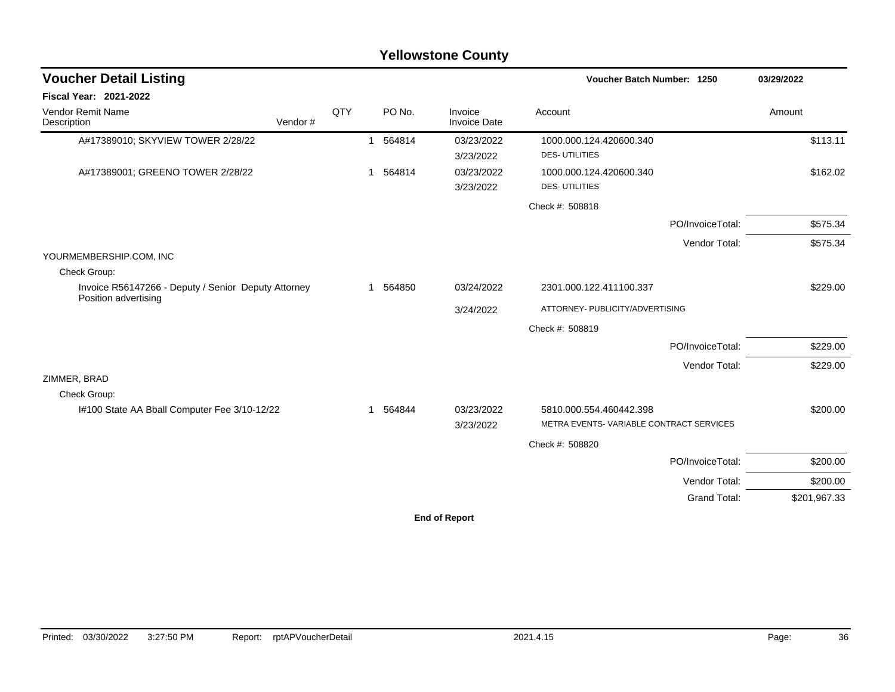# Yellowstone County

## Voucher Detail Listing

Voucher Batch Number: 1250 — 03/29/2022

**Fiscal Year: 2021-2022**

| Vendor Remit Name / Description | Vendor # | QTY | PO No. | Invoice / Invoice Date | Account | Amount |
|---|---|---|---|---|---|---|
| A#17389010; SKYVIEW TOWER 2/28/22 | | 1 | 564814 | 03/23/2022 / 3/23/2022 | 1000.000.124.420600.340 DES- UTILITIES | $113.11 |
| A#17389001; GREENO TOWER 2/28/22 | | 1 | 564814 | 03/23/2022 / 3/23/2022 | 1000.000.124.420600.340 DES- UTILITIES | $162.02 |
| | | | | | Check #: 508818 | |
| | | | | | PO/InvoiceTotal: | $575.34 |
| | | | | | Vendor Total: | $575.34 |
| YOURMEMBERSHIP.COM, INC | | | | | | |
| Check Group: | | | | | | |
| Invoice R56147266 - Deputy / Senior Deputy Attorney Position advertising | | 1 | 564850 | 03/24/2022 / 3/24/2022 | 2301.000.122.411100.337 ATTORNEY- PUBLICITY/ADVERTISING | $229.00 |
| | | | | | Check #: 508819 | |
| | | | | | PO/InvoiceTotal: | $229.00 |
| | | | | | Vendor Total: | $229.00 |
| ZIMMER, BRAD | | | | | | |
| Check Group: | | | | | | |
| I#100 State AA Bball Computer Fee 3/10-12/22 | | 1 | 564844 | 03/23/2022 / 3/23/2022 | 5810.000.554.460442.398 METRA EVENTS- VARIABLE CONTRACT SERVICES | $200.00 |
| | | | | | Check #: 508820 | |
| | | | | | PO/InvoiceTotal: | $200.00 |
| | | | | | Vendor Total: | $200.00 |
| | | | | | Grand Total: | $201,967.33 |

**End of Report**